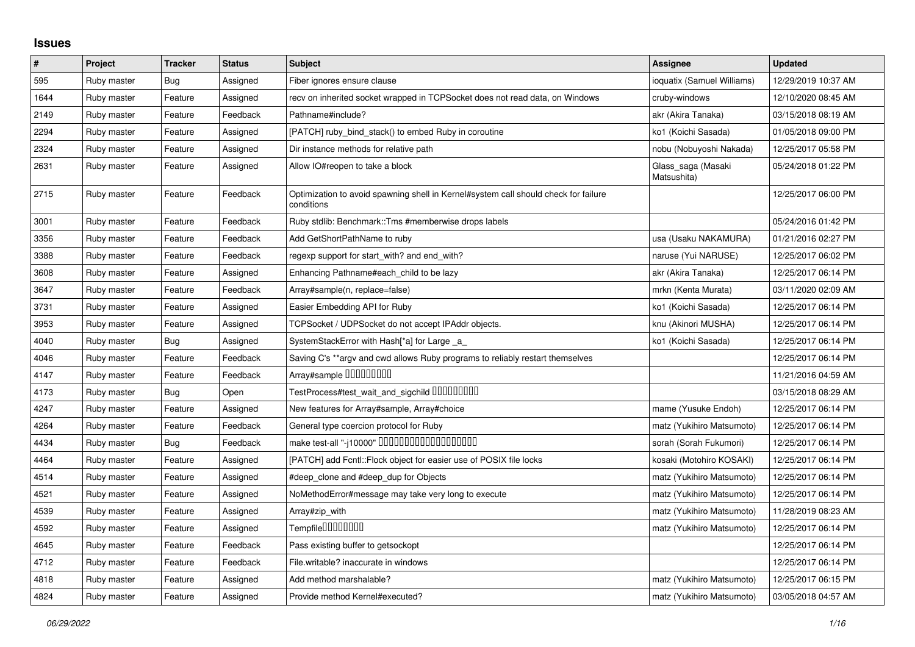# Issues

| # | Project | Tracker | Status | Subject | Assignee | Updated |
|---|---|---|---|---|---|---|
| 595 | Ruby master | Bug | Assigned | Fiber ignores ensure clause | ioquatix (Samuel Williams) | 12/29/2019 10:37 AM |
| 1644 | Ruby master | Feature | Assigned | recv on inherited socket wrapped in TCPSocket does not read data, on Windows | cruby-windows | 12/10/2020 08:45 AM |
| 2149 | Ruby master | Feature | Feedback | Pathname#include? | akr (Akira Tanaka) | 03/15/2018 08:19 AM |
| 2294 | Ruby master | Feature | Assigned | [PATCH] ruby_bind_stack() to embed Ruby in coroutine | ko1 (Koichi Sasada) | 01/05/2018 09:00 PM |
| 2324 | Ruby master | Feature | Assigned | Dir instance methods for relative path | nobu (Nobuyoshi Nakada) | 12/25/2017 05:58 PM |
| 2631 | Ruby master | Feature | Assigned | Allow IO#reopen to take a block | Glass_saga (Masaki Matsushita) | 05/24/2018 01:22 PM |
| 2715 | Ruby master | Feature | Feedback | Optimization to avoid spawning shell in Kernel#system call should check for failure conditions | | 12/25/2017 06:00 PM |
| 3001 | Ruby master | Feature | Feedback | Ruby stdlib: Benchmark::Tms #memberwise drops labels | | 05/24/2016 01:42 PM |
| 3356 | Ruby master | Feature | Feedback | Add GetShortPathName to ruby | usa (Usaku NAKAMURA) | 01/21/2016 02:27 PM |
| 3388 | Ruby master | Feature | Feedback | regexp support for start_with? and end_with? | naruse (Yui NARUSE) | 12/25/2017 06:02 PM |
| 3608 | Ruby master | Feature | Assigned | Enhancing Pathname#each_child to be lazy | akr (Akira Tanaka) | 12/25/2017 06:14 PM |
| 3647 | Ruby master | Feature | Feedback | Array#sample(n, replace=false) | mrkn (Kenta Murata) | 03/11/2020 02:09 AM |
| 3731 | Ruby master | Feature | Assigned | Easier Embedding API for Ruby | ko1 (Koichi Sasada) | 12/25/2017 06:14 PM |
| 3953 | Ruby master | Feature | Assigned | TCPSocket / UDPSocket do not accept IPAddr objects. | knu (Akinori MUSHA) | 12/25/2017 06:14 PM |
| 4040 | Ruby master | Bug | Assigned | SystemStackError with Hash[*a] for Large _a_ | ko1 (Koichi Sasada) | 12/25/2017 06:14 PM |
| 4046 | Ruby master | Feature | Feedback | Saving C's **argv and cwd allows Ruby programs to reliably restart themselves | | 12/25/2017 06:14 PM |
| 4147 | Ruby master | Feature | Feedback | Array#sample □□□□□□□□□ | | 11/21/2016 04:59 AM |
| 4173 | Ruby master | Bug | Open | TestProcess#test_wait_and_sigchild □□□□□□□□□ | | 03/15/2018 08:29 AM |
| 4247 | Ruby master | Feature | Assigned | New features for Array#sample, Array#choice | mame (Yusuke Endoh) | 12/25/2017 06:14 PM |
| 4264 | Ruby master | Feature | Feedback | General type coercion protocol for Ruby | matz (Yukihiro Matsumoto) | 12/25/2017 06:14 PM |
| 4434 | Ruby master | Bug | Feedback | make test-all "-j10000" □□□□□□□□□□□□□□□□□□□□ | sorah (Sorah Fukumori) | 12/25/2017 06:14 PM |
| 4464 | Ruby master | Feature | Assigned | [PATCH] add Fcntl::Flock object for easier use of POSIX file locks | kosaki (Motohiro KOSAKI) | 12/25/2017 06:14 PM |
| 4514 | Ruby master | Feature | Assigned | #deep_clone and #deep_dup for Objects | matz (Yukihiro Matsumoto) | 12/25/2017 06:14 PM |
| 4521 | Ruby master | Feature | Assigned | NoMethodError#message may take very long to execute | matz (Yukihiro Matsumoto) | 12/25/2017 06:14 PM |
| 4539 | Ruby master | Feature | Assigned | Array#zip_with | matz (Yukihiro Matsumoto) | 11/28/2019 08:23 AM |
| 4592 | Ruby master | Feature | Assigned | Tempfile□□□□□□□□ | matz (Yukihiro Matsumoto) | 12/25/2017 06:14 PM |
| 4645 | Ruby master | Feature | Feedback | Pass existing buffer to getsockopt | | 12/25/2017 06:14 PM |
| 4712 | Ruby master | Feature | Feedback | File.writable? inaccurate in windows | | 12/25/2017 06:14 PM |
| 4818 | Ruby master | Feature | Assigned | Add method marshalable? | matz (Yukihiro Matsumoto) | 12/25/2017 06:15 PM |
| 4824 | Ruby master | Feature | Assigned | Provide method Kernel#executed? | matz (Yukihiro Matsumoto) | 03/05/2018 04:57 AM |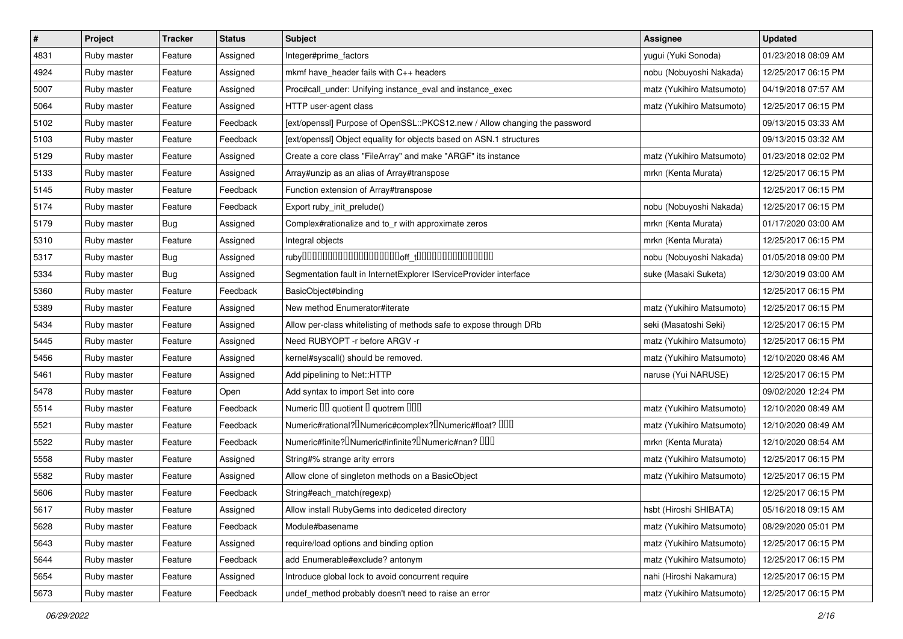| # | Project | Tracker | Status | Subject | Assignee | Updated |
|---|---|---|---|---|---|---|
| 4831 | Ruby master | Feature | Assigned | Integer#prime_factors | yugui (Yuki Sonoda) | 01/23/2018 08:09 AM |
| 4924 | Ruby master | Feature | Assigned | mkmf have_header fails with C++ headers | nobu (Nobuyoshi Nakada) | 12/25/2017 06:15 PM |
| 5007 | Ruby master | Feature | Assigned | Proc#call_under: Unifying instance_eval and instance_exec | matz (Yukihiro Matsumoto) | 04/19/2018 07:57 AM |
| 5064 | Ruby master | Feature | Assigned | HTTP user-agent class | matz (Yukihiro Matsumoto) | 12/25/2017 06:15 PM |
| 5102 | Ruby master | Feature | Feedback | [ext/openssl] Purpose of OpenSSL::PKCS12.new / Allow changing the password | | 09/13/2015 03:33 AM |
| 5103 | Ruby master | Feature | Feedback | [ext/openssl] Object equality for objects based on ASN.1 structures | | 09/13/2015 03:32 AM |
| 5129 | Ruby master | Feature | Assigned | Create a core class "FileArray" and make "ARGF" its instance | matz (Yukihiro Matsumoto) | 01/23/2018 02:02 PM |
| 5133 | Ruby master | Feature | Assigned | Array#unzip as an alias of Array#transpose | mrkn (Kenta Murata) | 12/25/2017 06:15 PM |
| 5145 | Ruby master | Feature | Feedback | Function extension of Array#transpose | | 12/25/2017 06:15 PM |
| 5174 | Ruby master | Feature | Feedback | Export ruby_init_prelude() | nobu (Nobuyoshi Nakada) | 12/25/2017 06:15 PM |
| 5179 | Ruby master | Bug | Assigned | Complex#rationalize and to_r with approximate zeros | mrkn (Kenta Murata) | 01/17/2020 03:00 AM |
| 5310 | Ruby master | Feature | Assigned | Integral objects | mrkn (Kenta Murata) | 12/25/2017 06:15 PM |
| 5317 | Ruby master | Bug | Assigned | ruby□□□□□□□□□□□□□□□□□□□□off_t□□□□□□□□□□□□□□□ | nobu (Nobuyoshi Nakada) | 01/05/2018 09:00 PM |
| 5334 | Ruby master | Bug | Assigned | Segmentation fault in InternetExplorer IServiceProvider interface | suke (Masaki Suketa) | 12/30/2019 03:00 AM |
| 5360 | Ruby master | Feature | Feedback | BasicObject#binding | | 12/25/2017 06:15 PM |
| 5389 | Ruby master | Feature | Assigned | New method Enumerator#iterate | matz (Yukihiro Matsumoto) | 12/25/2017 06:15 PM |
| 5434 | Ruby master | Feature | Assigned | Allow per-class whitelisting of methods safe to expose through DRb | seki (Masatoshi Seki) | 12/25/2017 06:15 PM |
| 5445 | Ruby master | Feature | Assigned | Need RUBYOPT -r before ARGV -r | matz (Yukihiro Matsumoto) | 12/25/2017 06:15 PM |
| 5456 | Ruby master | Feature | Assigned | kernel#syscall() should be removed. | matz (Yukihiro Matsumoto) | 12/10/2020 08:46 AM |
| 5461 | Ruby master | Feature | Assigned | Add pipelining to Net::HTTP | naruse (Yui NARUSE) | 12/25/2017 06:15 PM |
| 5478 | Ruby master | Feature | Open | Add syntax to import Set into core | | 09/02/2020 12:24 PM |
| 5514 | Ruby master | Feature | Feedback | Numeric □□ quotient □ quotrem □□□ | matz (Yukihiro Matsumoto) | 12/10/2020 08:49 AM |
| 5521 | Ruby master | Feature | Feedback | Numeric#rational?□Numeric#complex?□Numeric#float? □□□ | matz (Yukihiro Matsumoto) | 12/10/2020 08:49 AM |
| 5522 | Ruby master | Feature | Feedback | Numeric#finite?□Numeric#infinite?□Numeric#nan? □□□ | mrkn (Kenta Murata) | 12/10/2020 08:54 AM |
| 5558 | Ruby master | Feature | Assigned | String#% strange arity errors | matz (Yukihiro Matsumoto) | 12/25/2017 06:15 PM |
| 5582 | Ruby master | Feature | Assigned | Allow clone of singleton methods on a BasicObject | matz (Yukihiro Matsumoto) | 12/25/2017 06:15 PM |
| 5606 | Ruby master | Feature | Feedback | String#each_match(regexp) | | 12/25/2017 06:15 PM |
| 5617 | Ruby master | Feature | Assigned | Allow install RubyGems into dediceted directory | hsbt (Hiroshi SHIBATA) | 05/16/2018 09:15 AM |
| 5628 | Ruby master | Feature | Feedback | Module#basename | matz (Yukihiro Matsumoto) | 08/29/2020 05:01 PM |
| 5643 | Ruby master | Feature | Assigned | require/load options and binding option | matz (Yukihiro Matsumoto) | 12/25/2017 06:15 PM |
| 5644 | Ruby master | Feature | Feedback | add Enumerable#exclude? antonym | matz (Yukihiro Matsumoto) | 12/25/2017 06:15 PM |
| 5654 | Ruby master | Feature | Assigned | Introduce global lock to avoid concurrent require | nahi (Hiroshi Nakamura) | 12/25/2017 06:15 PM |
| 5673 | Ruby master | Feature | Feedback | undef_method probably doesn't need to raise an error | matz (Yukihiro Matsumoto) | 12/25/2017 06:15 PM |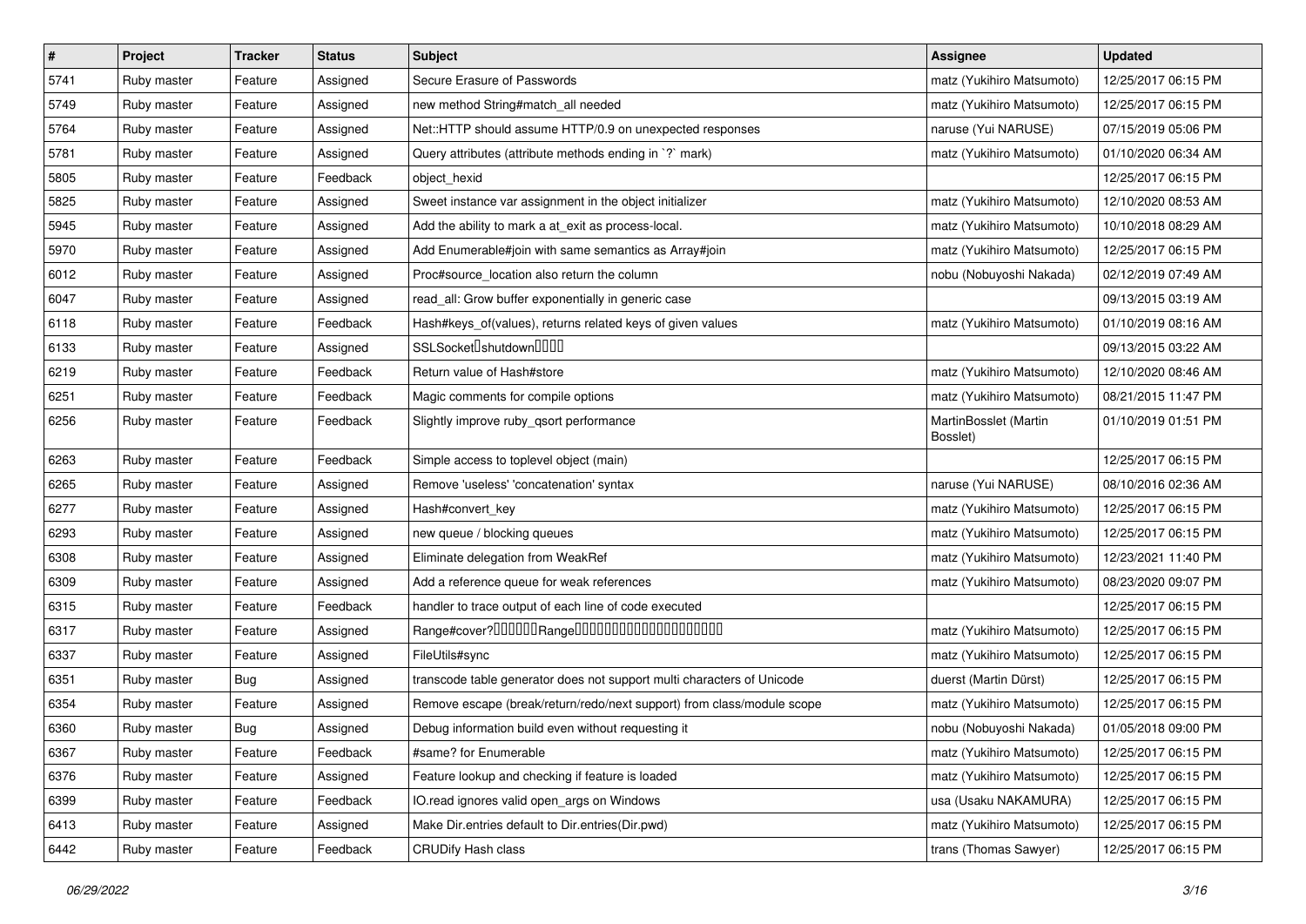| # | Project | Tracker | Status | Subject | Assignee | Updated |
|---|---|---|---|---|---|---|
| 5741 | Ruby master | Feature | Assigned | Secure Erasure of Passwords | matz (Yukihiro Matsumoto) | 12/25/2017 06:15 PM |
| 5749 | Ruby master | Feature | Assigned | new method String#match_all needed | matz (Yukihiro Matsumoto) | 12/25/2017 06:15 PM |
| 5764 | Ruby master | Feature | Assigned | Net::HTTP should assume HTTP/0.9 on unexpected responses | naruse (Yui NARUSE) | 07/15/2019 05:06 PM |
| 5781 | Ruby master | Feature | Assigned | Query attributes (attribute methods ending in `?` mark) | matz (Yukihiro Matsumoto) | 01/10/2020 06:34 AM |
| 5805 | Ruby master | Feature | Feedback | object_hexid | | 12/25/2017 06:15 PM |
| 5825 | Ruby master | Feature | Assigned | Sweet instance var assignment in the object initializer | matz (Yukihiro Matsumoto) | 12/10/2020 08:53 AM |
| 5945 | Ruby master | Feature | Assigned | Add the ability to mark a at_exit as process-local. | matz (Yukihiro Matsumoto) | 10/10/2018 08:29 AM |
| 5970 | Ruby master | Feature | Assigned | Add Enumerable#join with same semantics as Array#join | matz (Yukihiro Matsumoto) | 12/25/2017 06:15 PM |
| 6012 | Ruby master | Feature | Assigned | Proc#source_location also return the column | nobu (Nobuyoshi Nakada) | 02/12/2019 07:49 AM |
| 6047 | Ruby master | Feature | Assigned | read_all: Grow buffer exponentially in generic case | | 09/13/2015 03:19 AM |
| 6118 | Ruby master | Feature | Feedback | Hash#keys_of(values), returns related keys of given values | matz (Yukihiro Matsumoto) | 01/10/2019 08:16 AM |
| 6133 | Ruby master | Feature | Assigned | SSLSocket<U+FFFD>shutdown<U+FFFD><U+FFFD><U+FFFD><U+FFFD> | | 09/13/2015 03:22 AM |
| 6219 | Ruby master | Feature | Feedback | Return value of Hash#store | matz (Yukihiro Matsumoto) | 12/10/2020 08:46 AM |
| 6251 | Ruby master | Feature | Feedback | Magic comments for compile options | matz (Yukihiro Matsumoto) | 08/21/2015 11:47 PM |
| 6256 | Ruby master | Feature | Feedback | Slightly improve ruby_qsort performance | MartinBosslet (Martin Bosslet) | 01/10/2019 01:51 PM |
| 6263 | Ruby master | Feature | Feedback | Simple access to toplevel object (main) | | 12/25/2017 06:15 PM |
| 6265 | Ruby master | Feature | Assigned | Remove 'useless' 'concatenation' syntax | naruse (Yui NARUSE) | 08/10/2016 02:36 AM |
| 6277 | Ruby master | Feature | Assigned | Hash#convert_key | matz (Yukihiro Matsumoto) | 12/25/2017 06:15 PM |
| 6293 | Ruby master | Feature | Assigned | new queue / blocking queues | matz (Yukihiro Matsumoto) | 12/25/2017 06:15 PM |
| 6308 | Ruby master | Feature | Assigned | Eliminate delegation from WeakRef | matz (Yukihiro Matsumoto) | 12/23/2021 11:40 PM |
| 6309 | Ruby master | Feature | Assigned | Add a reference queue for weak references | matz (Yukihiro Matsumoto) | 08/23/2020 09:07 PM |
| 6315 | Ruby master | Feature | Feedback | handler to trace output of each line of code executed | | 12/25/2017 06:15 PM |
| 6317 | Ruby master | Feature | Assigned | Range#cover?<U+FFFD><U+FFFD><U+FFFD><U+FFFD><U+FFFD><U+FFFD>Range<U+FFFD><U+FFFD><U+FFFD><U+FFFD><U+FFFD><U+FFFD><U+FFFD><U+FFFD><U+FFFD><U+FFFD><U+FFFD><U+FFFD><U+FFFD><U+FFFD><U+FFFD><U+FFFD><U+FFFD><U+FFFD><U+FFFD><U+FFFD><U+FFFD> | matz (Yukihiro Matsumoto) | 12/25/2017 06:15 PM |
| 6337 | Ruby master | Feature | Assigned | FileUtils#sync | matz (Yukihiro Matsumoto) | 12/25/2017 06:15 PM |
| 6351 | Ruby master | Bug | Assigned | transcode table generator does not support multi characters of Unicode | duerst (Martin Dürst) | 12/25/2017 06:15 PM |
| 6354 | Ruby master | Feature | Assigned | Remove escape (break/return/redo/next support) from class/module scope | matz (Yukihiro Matsumoto) | 12/25/2017 06:15 PM |
| 6360 | Ruby master | Bug | Assigned | Debug information build even without requesting it | nobu (Nobuyoshi Nakada) | 01/05/2018 09:00 PM |
| 6367 | Ruby master | Feature | Feedback | #same? for Enumerable | matz (Yukihiro Matsumoto) | 12/25/2017 06:15 PM |
| 6376 | Ruby master | Feature | Assigned | Feature lookup and checking if feature is loaded | matz (Yukihiro Matsumoto) | 12/25/2017 06:15 PM |
| 6399 | Ruby master | Feature | Feedback | IO.read ignores valid open_args on Windows | usa (Usaku NAKAMURA) | 12/25/2017 06:15 PM |
| 6413 | Ruby master | Feature | Assigned | Make Dir.entries default to Dir.entries(Dir.pwd) | matz (Yukihiro Matsumoto) | 12/25/2017 06:15 PM |
| 6442 | Ruby master | Feature | Feedback | CRUDify Hash class | trans (Thomas Sawyer) | 12/25/2017 06:15 PM |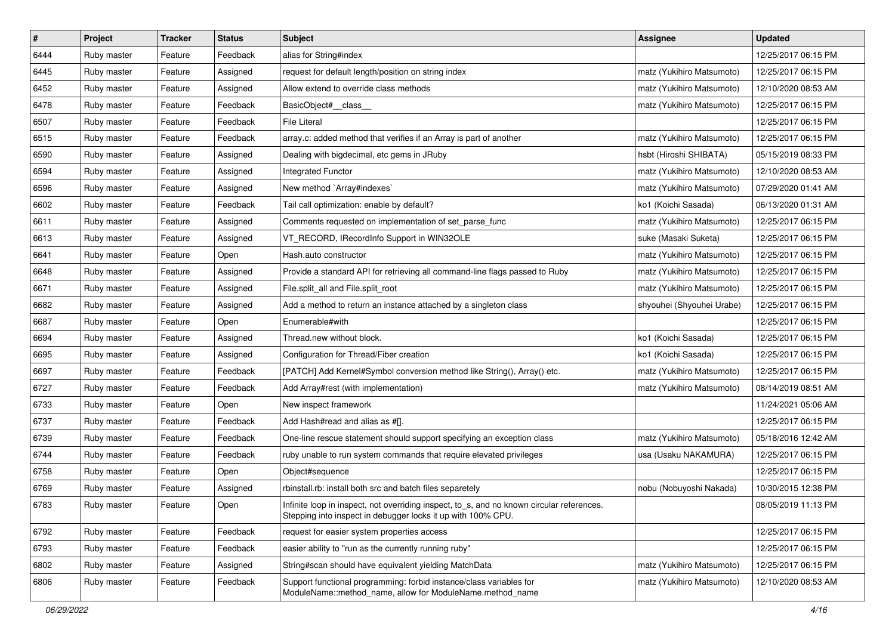| # | Project | Tracker | Status | Subject | Assignee | Updated |
|---|---|---|---|---|---|---|
| 6444 | Ruby master | Feature | Feedback | alias for String#index | | 12/25/2017 06:15 PM |
| 6445 | Ruby master | Feature | Assigned | request for default length/position on string index | matz (Yukihiro Matsumoto) | 12/25/2017 06:15 PM |
| 6452 | Ruby master | Feature | Assigned | Allow extend to override class methods | matz (Yukihiro Matsumoto) | 12/10/2020 08:53 AM |
| 6478 | Ruby master | Feature | Feedback | BasicObject#__class__ | matz (Yukihiro Matsumoto) | 12/25/2017 06:15 PM |
| 6507 | Ruby master | Feature | Feedback | File Literal | | 12/25/2017 06:15 PM |
| 6515 | Ruby master | Feature | Feedback | array.c: added method that verifies if an Array is part of another | matz (Yukihiro Matsumoto) | 12/25/2017 06:15 PM |
| 6590 | Ruby master | Feature | Assigned | Dealing with bigdecimal, etc gems in JRuby | hsbt (Hiroshi SHIBATA) | 05/15/2019 08:33 PM |
| 6594 | Ruby master | Feature | Assigned | Integrated Functor | matz (Yukihiro Matsumoto) | 12/10/2020 08:53 AM |
| 6596 | Ruby master | Feature | Assigned | New method `Array#indexes` | matz (Yukihiro Matsumoto) | 07/29/2020 01:41 AM |
| 6602 | Ruby master | Feature | Feedback | Tail call optimization: enable by default? | ko1 (Koichi Sasada) | 06/13/2020 01:31 AM |
| 6611 | Ruby master | Feature | Assigned | Comments requested on implementation of set_parse_func | matz (Yukihiro Matsumoto) | 12/25/2017 06:15 PM |
| 6613 | Ruby master | Feature | Assigned | VT_RECORD, IRecordInfo Support in WIN32OLE | suke (Masaki Suketa) | 12/25/2017 06:15 PM |
| 6641 | Ruby master | Feature | Open | Hash.auto constructor | matz (Yukihiro Matsumoto) | 12/25/2017 06:15 PM |
| 6648 | Ruby master | Feature | Assigned | Provide a standard API for retrieving all command-line flags passed to Ruby | matz (Yukihiro Matsumoto) | 12/25/2017 06:15 PM |
| 6671 | Ruby master | Feature | Assigned | File.split_all and File.split_root | matz (Yukihiro Matsumoto) | 12/25/2017 06:15 PM |
| 6682 | Ruby master | Feature | Assigned | Add a method to return an instance attached by a singleton class | shyouhei (Shyouhei Urabe) | 12/25/2017 06:15 PM |
| 6687 | Ruby master | Feature | Open | Enumerable#with | | 12/25/2017 06:15 PM |
| 6694 | Ruby master | Feature | Assigned | Thread.new without block. | ko1 (Koichi Sasada) | 12/25/2017 06:15 PM |
| 6695 | Ruby master | Feature | Assigned | Configuration for Thread/Fiber creation | ko1 (Koichi Sasada) | 12/25/2017 06:15 PM |
| 6697 | Ruby master | Feature | Feedback | [PATCH] Add Kernel#Symbol conversion method like String(), Array() etc. | matz (Yukihiro Matsumoto) | 12/25/2017 06:15 PM |
| 6727 | Ruby master | Feature | Feedback | Add Array#rest (with implementation) | matz (Yukihiro Matsumoto) | 08/14/2019 08:51 AM |
| 6733 | Ruby master | Feature | Open | New inspect framework | | 11/24/2021 05:06 AM |
| 6737 | Ruby master | Feature | Feedback | Add Hash#read and alias as #[]. | | 12/25/2017 06:15 PM |
| 6739 | Ruby master | Feature | Feedback | One-line rescue statement should support specifying an exception class | matz (Yukihiro Matsumoto) | 05/18/2016 12:42 AM |
| 6744 | Ruby master | Feature | Feedback | ruby unable to run system commands that require elevated privileges | usa (Usaku NAKAMURA) | 12/25/2017 06:15 PM |
| 6758 | Ruby master | Feature | Open | Object#sequence | | 12/25/2017 06:15 PM |
| 6769 | Ruby master | Feature | Assigned | rbinstall.rb: install both src and batch files separetely | nobu (Nobuyoshi Nakada) | 10/30/2015 12:38 PM |
| 6783 | Ruby master | Feature | Open | Infinite loop in inspect, not overriding inspect, to_s, and no known circular references. Stepping into inspect in debugger locks it up with 100% CPU. | | 08/05/2019 11:13 PM |
| 6792 | Ruby master | Feature | Feedback | request for easier system properties access | | 12/25/2017 06:15 PM |
| 6793 | Ruby master | Feature | Feedback | easier ability to "run as the currently running ruby" | | 12/25/2017 06:15 PM |
| 6802 | Ruby master | Feature | Assigned | String#scan should have equivalent yielding MatchData | matz (Yukihiro Matsumoto) | 12/25/2017 06:15 PM |
| 6806 | Ruby master | Feature | Feedback | Support functional programming: forbid instance/class variables for ModuleName::method_name, allow for ModuleName.method_name | matz (Yukihiro Matsumoto) | 12/10/2020 08:53 AM |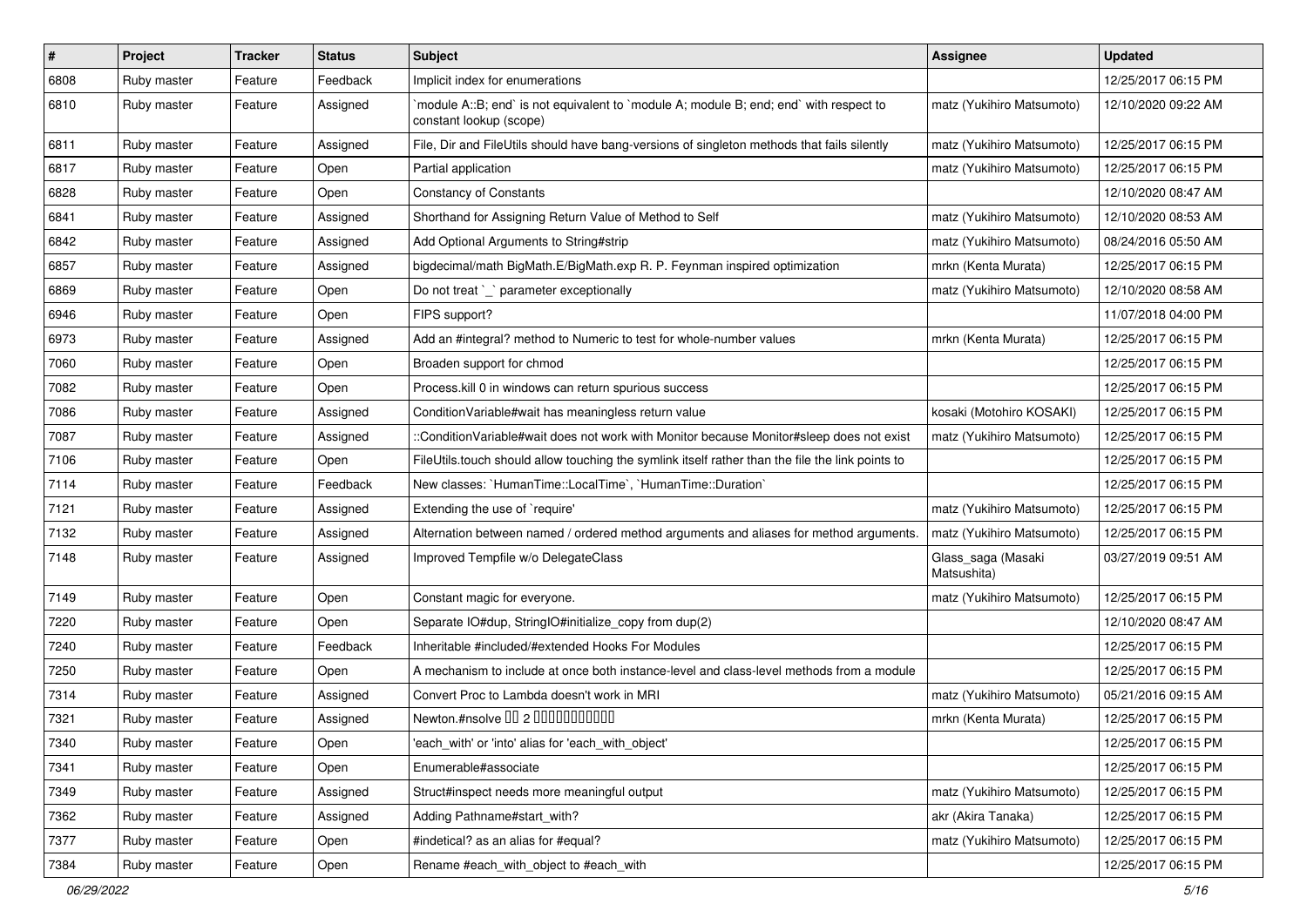| # | Project | Tracker | Status | Subject | Assignee | Updated |
|---|---|---|---|---|---|---|
| 6808 | Ruby master | Feature | Feedback | Implicit index for enumerations | | 12/25/2017 06:15 PM |
| 6810 | Ruby master | Feature | Assigned | `module A::B; end` is not equivalent to `module A; module B; end; end` with respect to constant lookup (scope) | matz (Yukihiro Matsumoto) | 12/10/2020 09:22 AM |
| 6811 | Ruby master | Feature | Assigned | File, Dir and FileUtils should have bang-versions of singleton methods that fails silently | matz (Yukihiro Matsumoto) | 12/25/2017 06:15 PM |
| 6817 | Ruby master | Feature | Open | Partial application | matz (Yukihiro Matsumoto) | 12/25/2017 06:15 PM |
| 6828 | Ruby master | Feature | Open | Constancy of Constants | | 12/10/2020 08:47 AM |
| 6841 | Ruby master | Feature | Assigned | Shorthand for Assigning Return Value of Method to Self | matz (Yukihiro Matsumoto) | 12/10/2020 08:53 AM |
| 6842 | Ruby master | Feature | Assigned | Add Optional Arguments to String#strip | matz (Yukihiro Matsumoto) | 08/24/2016 05:50 AM |
| 6857 | Ruby master | Feature | Assigned | bigdecimal/math BigMath.E/BigMath.exp R. P. Feynman inspired optimization | mrkn (Kenta Murata) | 12/25/2017 06:15 PM |
| 6869 | Ruby master | Feature | Open | Do not treat `_` parameter exceptionally | matz (Yukihiro Matsumoto) | 12/10/2020 08:58 AM |
| 6946 | Ruby master | Feature | Open | FIPS support? | | 11/07/2018 04:00 PM |
| 6973 | Ruby master | Feature | Assigned | Add an #integral? method to Numeric to test for whole-number values | mrkn (Kenta Murata) | 12/25/2017 06:15 PM |
| 7060 | Ruby master | Feature | Open | Broaden support for chmod | | 12/25/2017 06:15 PM |
| 7082 | Ruby master | Feature | Open | Process.kill 0 in windows can return spurious success | | 12/25/2017 06:15 PM |
| 7086 | Ruby master | Feature | Assigned | ConditionVariable#wait has meaningless return value | kosaki (Motohiro KOSAKI) | 12/25/2017 06:15 PM |
| 7087 | Ruby master | Feature | Assigned | ::ConditionVariable#wait does not work with Monitor because Monitor#sleep does not exist | matz (Yukihiro Matsumoto) | 12/25/2017 06:15 PM |
| 7106 | Ruby master | Feature | Open | FileUtils.touch should allow touching the symlink itself rather than the file the link points to | | 12/25/2017 06:15 PM |
| 7114 | Ruby master | Feature | Feedback | New classes: `HumanTime::LocalTime`, `HumanTime::Duration` | | 12/25/2017 06:15 PM |
| 7121 | Ruby master | Feature | Assigned | Extending the use of `require' | matz (Yukihiro Matsumoto) | 12/25/2017 06:15 PM |
| 7132 | Ruby master | Feature | Assigned | Alternation between named / ordered method arguments and aliases for method arguments. | matz (Yukihiro Matsumoto) | 12/25/2017 06:15 PM |
| 7148 | Ruby master | Feature | Assigned | Improved Tempfile w/o DelegateClass | Glass_saga (Masaki Matsushita) | 03/27/2019 09:51 AM |
| 7149 | Ruby master | Feature | Open | Constant magic for everyone. | matz (Yukihiro Matsumoto) | 12/25/2017 06:15 PM |
| 7220 | Ruby master | Feature | Open | Separate IO#dup, StringIO#initialize_copy from dup(2) | | 12/10/2020 08:47 AM |
| 7240 | Ruby master | Feature | Feedback | Inheritable #included/#extended Hooks For Modules | | 12/25/2017 06:15 PM |
| 7250 | Ruby master | Feature | Open | A mechanism to include at once both instance-level and class-level methods from a module | | 12/25/2017 06:15 PM |
| 7314 | Ruby master | Feature | Assigned | Convert Proc to Lambda doesn't work in MRI | matz (Yukihiro Matsumoto) | 05/21/2016 09:15 AM |
| 7321 | Ruby master | Feature | Assigned | Newton.#nsolve □□ 2 □□□□□□□□□□□ | mrkn (Kenta Murata) | 12/25/2017 06:15 PM |
| 7340 | Ruby master | Feature | Open | 'each_with' or 'into' alias for 'each_with_object' | | 12/25/2017 06:15 PM |
| 7341 | Ruby master | Feature | Open | Enumerable#associate | | 12/25/2017 06:15 PM |
| 7349 | Ruby master | Feature | Assigned | Struct#inspect needs more meaningful output | matz (Yukihiro Matsumoto) | 12/25/2017 06:15 PM |
| 7362 | Ruby master | Feature | Assigned | Adding Pathname#start_with? | akr (Akira Tanaka) | 12/25/2017 06:15 PM |
| 7377 | Ruby master | Feature | Open | #indetical? as an alias for #equal? | matz (Yukihiro Matsumoto) | 12/25/2017 06:15 PM |
| 7384 | Ruby master | Feature | Open | Rename #each_with_object to #each_with | | 12/25/2017 06:15 PM |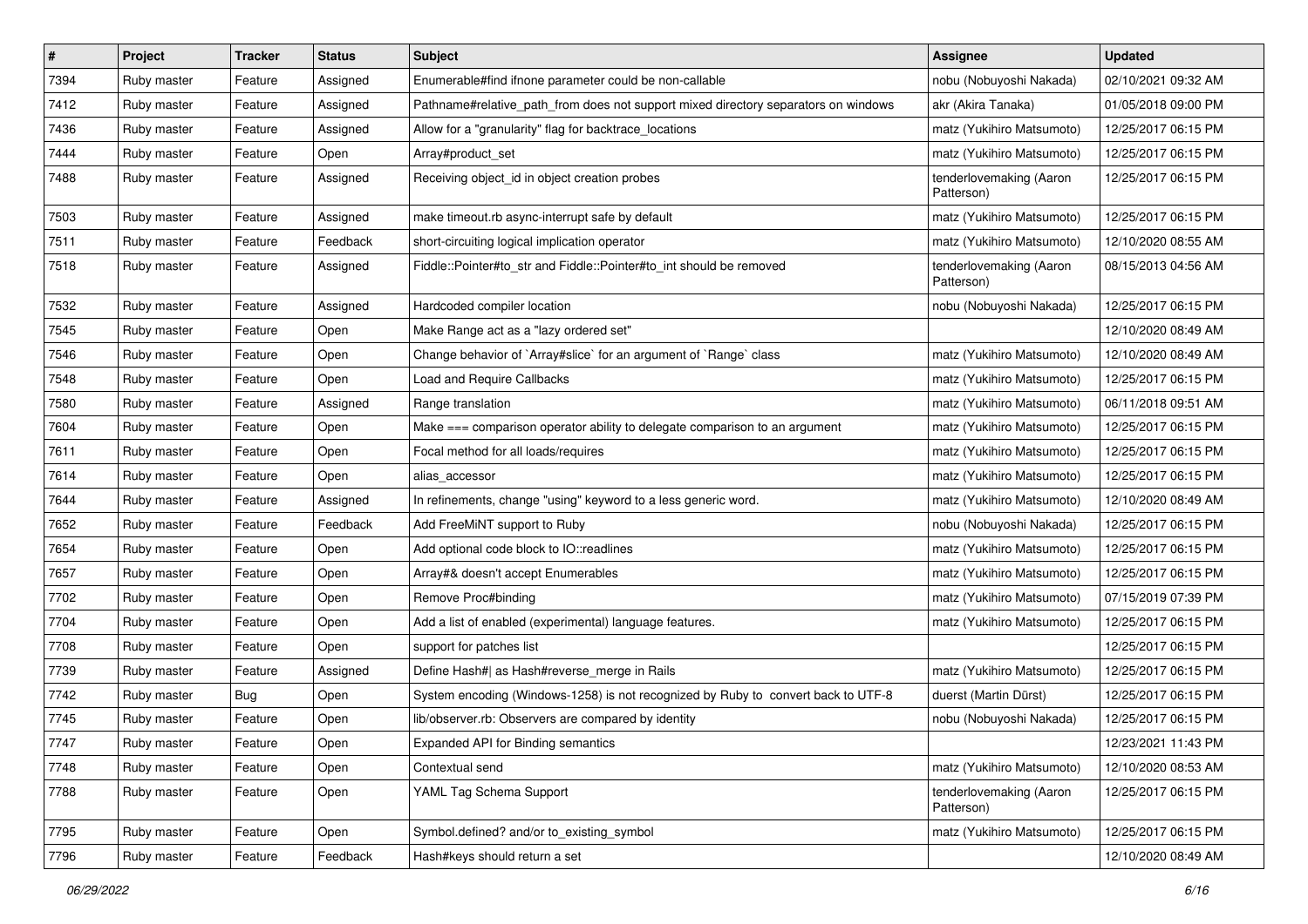| # | Project | Tracker | Status | Subject | Assignee | Updated |
|---|---|---|---|---|---|---|
| 7394 | Ruby master | Feature | Assigned | Enumerable#find ifnone parameter could be non-callable | nobu (Nobuyoshi Nakada) | 02/10/2021 09:32 AM |
| 7412 | Ruby master | Feature | Assigned | Pathname#relative_path_from does not support mixed directory separators on windows | akr (Akira Tanaka) | 01/05/2018 09:00 PM |
| 7436 | Ruby master | Feature | Assigned | Allow for a "granularity" flag for backtrace_locations | matz (Yukihiro Matsumoto) | 12/25/2017 06:15 PM |
| 7444 | Ruby master | Feature | Open | Array#product_set | matz (Yukihiro Matsumoto) | 12/25/2017 06:15 PM |
| 7488 | Ruby master | Feature | Assigned | Receiving object_id in object creation probes | tenderlovemaking (Aaron Patterson) | 12/25/2017 06:15 PM |
| 7503 | Ruby master | Feature | Assigned | make timeout.rb async-interrupt safe by default | matz (Yukihiro Matsumoto) | 12/25/2017 06:15 PM |
| 7511 | Ruby master | Feature | Feedback | short-circuiting logical implication operator | matz (Yukihiro Matsumoto) | 12/10/2020 08:55 AM |
| 7518 | Ruby master | Feature | Assigned | Fiddle::Pointer#to_str and Fiddle::Pointer#to_int should be removed | tenderlovemaking (Aaron Patterson) | 08/15/2013 04:56 AM |
| 7532 | Ruby master | Feature | Assigned | Hardcoded compiler location | nobu (Nobuyoshi Nakada) | 12/25/2017 06:15 PM |
| 7545 | Ruby master | Feature | Open | Make Range act as a "lazy ordered set" | | 12/10/2020 08:49 AM |
| 7546 | Ruby master | Feature | Open | Change behavior of `Array#slice` for an argument of `Range` class | matz (Yukihiro Matsumoto) | 12/10/2020 08:49 AM |
| 7548 | Ruby master | Feature | Open | Load and Require Callbacks | matz (Yukihiro Matsumoto) | 12/25/2017 06:15 PM |
| 7580 | Ruby master | Feature | Assigned | Range translation | matz (Yukihiro Matsumoto) | 06/11/2018 09:51 AM |
| 7604 | Ruby master | Feature | Open | Make === comparison operator ability to delegate comparison to an argument | matz (Yukihiro Matsumoto) | 12/25/2017 06:15 PM |
| 7611 | Ruby master | Feature | Open | Focal method for all loads/requires | matz (Yukihiro Matsumoto) | 12/25/2017 06:15 PM |
| 7614 | Ruby master | Feature | Open | alias_accessor | matz (Yukihiro Matsumoto) | 12/25/2017 06:15 PM |
| 7644 | Ruby master | Feature | Assigned | In refinements, change "using" keyword to a less generic word. | matz (Yukihiro Matsumoto) | 12/10/2020 08:49 AM |
| 7652 | Ruby master | Feature | Feedback | Add FreeMiNT support to Ruby | nobu (Nobuyoshi Nakada) | 12/25/2017 06:15 PM |
| 7654 | Ruby master | Feature | Open | Add optional code block to IO::readlines | matz (Yukihiro Matsumoto) | 12/25/2017 06:15 PM |
| 7657 | Ruby master | Feature | Open | Array#& doesn't accept Enumerables | matz (Yukihiro Matsumoto) | 12/25/2017 06:15 PM |
| 7702 | Ruby master | Feature | Open | Remove Proc#binding | matz (Yukihiro Matsumoto) | 07/15/2019 07:39 PM |
| 7704 | Ruby master | Feature | Open | Add a list of enabled (experimental) language features. | matz (Yukihiro Matsumoto) | 12/25/2017 06:15 PM |
| 7708 | Ruby master | Feature | Open | support for patches list | | 12/25/2017 06:15 PM |
| 7739 | Ruby master | Feature | Assigned | Define Hash#\| as Hash#reverse_merge in Rails | matz (Yukihiro Matsumoto) | 12/25/2017 06:15 PM |
| 7742 | Ruby master | Bug | Open | System encoding (Windows-1258) is not recognized by Ruby to convert back to UTF-8 | duerst (Martin Dürst) | 12/25/2017 06:15 PM |
| 7745 | Ruby master | Feature | Open | lib/observer.rb: Observers are compared by identity | nobu (Nobuyoshi Nakada) | 12/25/2017 06:15 PM |
| 7747 | Ruby master | Feature | Open | Expanded API for Binding semantics | | 12/23/2021 11:43 PM |
| 7748 | Ruby master | Feature | Open | Contextual send | matz (Yukihiro Matsumoto) | 12/10/2020 08:53 AM |
| 7788 | Ruby master | Feature | Open | YAML Tag Schema Support | tenderlovemaking (Aaron Patterson) | 12/25/2017 06:15 PM |
| 7795 | Ruby master | Feature | Open | Symbol.defined? and/or to_existing_symbol | matz (Yukihiro Matsumoto) | 12/25/2017 06:15 PM |
| 7796 | Ruby master | Feature | Feedback | Hash#keys should return a set | | 12/10/2020 08:49 AM |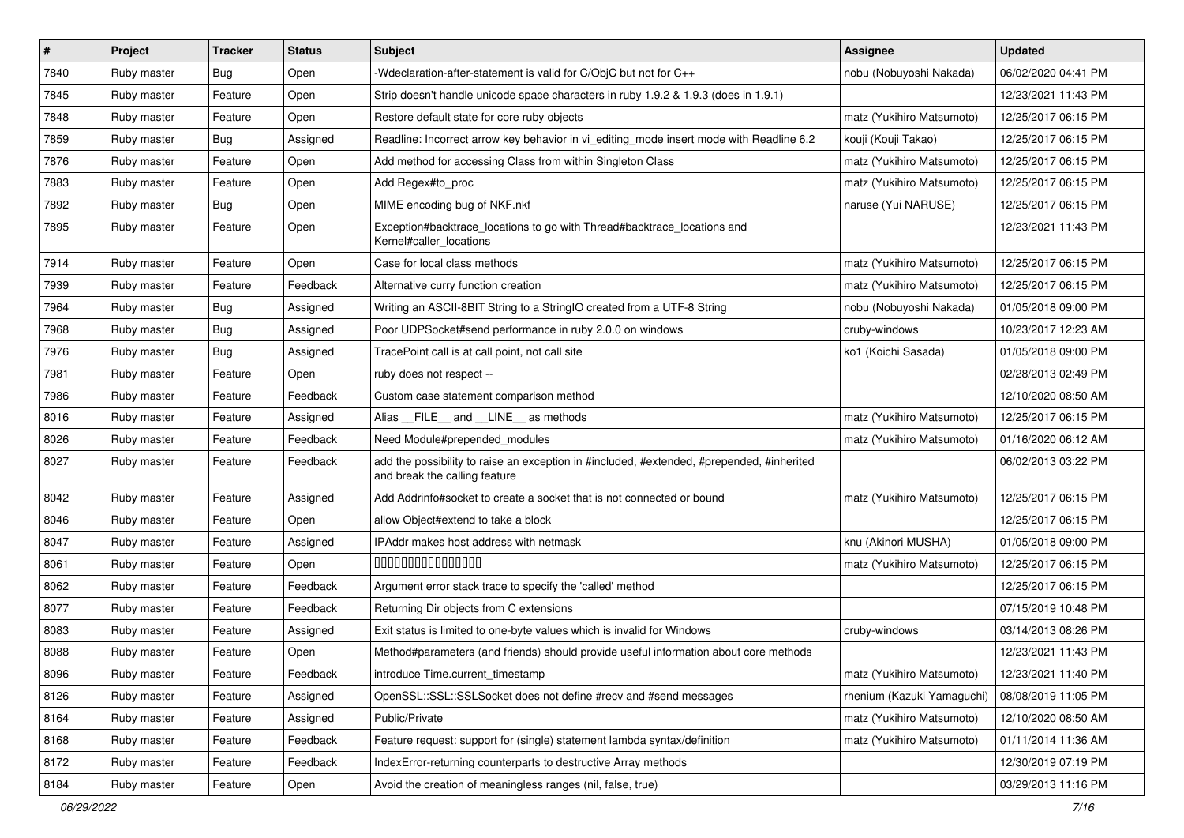| # | Project | Tracker | Status | Subject | Assignee | Updated |
|---|---|---|---|---|---|---|
| 7840 | Ruby master | Bug | Open | -Wdeclaration-after-statement is valid for C/ObjC but not for C++ | nobu (Nobuyoshi Nakada) | 06/02/2020 04:41 PM |
| 7845 | Ruby master | Feature | Open | Strip doesn't handle unicode space characters in ruby 1.9.2 & 1.9.3 (does in 1.9.1) | | 12/23/2021 11:43 PM |
| 7848 | Ruby master | Feature | Open | Restore default state for core ruby objects | matz (Yukihiro Matsumoto) | 12/25/2017 06:15 PM |
| 7859 | Ruby master | Bug | Assigned | Readline: Incorrect arrow key behavior in vi_editing_mode insert mode with Readline 6.2 | kouji (Kouji Takao) | 12/25/2017 06:15 PM |
| 7876 | Ruby master | Feature | Open | Add method for accessing Class from within Singleton Class | matz (Yukihiro Matsumoto) | 12/25/2017 06:15 PM |
| 7883 | Ruby master | Feature | Open | Add Regex#to_proc | matz (Yukihiro Matsumoto) | 12/25/2017 06:15 PM |
| 7892 | Ruby master | Bug | Open | MIME encoding bug of NKF.nkf | naruse (Yui NARUSE) | 12/25/2017 06:15 PM |
| 7895 | Ruby master | Feature | Open | Exception#backtrace_locations to go with Thread#backtrace_locations and Kernel#caller_locations | | 12/23/2021 11:43 PM |
| 7914 | Ruby master | Feature | Open | Case for local class methods | matz (Yukihiro Matsumoto) | 12/25/2017 06:15 PM |
| 7939 | Ruby master | Feature | Feedback | Alternative curry function creation | matz (Yukihiro Matsumoto) | 12/25/2017 06:15 PM |
| 7964 | Ruby master | Bug | Assigned | Writing an ASCII-8BIT String to a StringIO created from a UTF-8 String | nobu (Nobuyoshi Nakada) | 01/05/2018 09:00 PM |
| 7968 | Ruby master | Bug | Assigned | Poor UDPSocket#send performance in ruby 2.0.0 on windows | cruby-windows | 10/23/2017 12:23 AM |
| 7976 | Ruby master | Bug | Assigned | TracePoint call is at call point, not call site | ko1 (Koichi Sasada) | 01/05/2018 09:00 PM |
| 7981 | Ruby master | Feature | Open | ruby does not respect -- | | 02/28/2013 02:49 PM |
| 7986 | Ruby master | Feature | Feedback | Custom case statement comparison method | | 12/10/2020 08:50 AM |
| 8016 | Ruby master | Feature | Assigned | Alias __FILE__ and __LINE__ as methods | matz (Yukihiro Matsumoto) | 12/25/2017 06:15 PM |
| 8026 | Ruby master | Feature | Feedback | Need Module#prepended_modules | matz (Yukihiro Matsumoto) | 01/16/2020 06:12 AM |
| 8027 | Ruby master | Feature | Feedback | add the possibility to raise an exception in #included, #extended, #prepended, #inherited and break the calling feature | | 06/02/2013 03:22 PM |
| 8042 | Ruby master | Feature | Assigned | Add Addrinfo#socket to create a socket that is not connected or bound | matz (Yukihiro Matsumoto) | 12/25/2017 06:15 PM |
| 8046 | Ruby master | Feature | Open | allow Object#extend to take a block | | 12/25/2017 06:15 PM |
| 8047 | Ruby master | Feature | Assigned | IPAddr makes host address with netmask | knu (Akinori MUSHA) | 01/05/2018 09:00 PM |
| 8061 | Ruby master | Feature | Open | 0000000000000000 | matz (Yukihiro Matsumoto) | 12/25/2017 06:15 PM |
| 8062 | Ruby master | Feature | Feedback | Argument error stack trace to specify the 'called' method | | 12/25/2017 06:15 PM |
| 8077 | Ruby master | Feature | Feedback | Returning Dir objects from C extensions | | 07/15/2019 10:48 PM |
| 8083 | Ruby master | Feature | Assigned | Exit status is limited to one-byte values which is invalid for Windows | cruby-windows | 03/14/2013 08:26 PM |
| 8088 | Ruby master | Feature | Open | Method#parameters (and friends) should provide useful information about core methods | | 12/23/2021 11:43 PM |
| 8096 | Ruby master | Feature | Feedback | introduce Time.current_timestamp | matz (Yukihiro Matsumoto) | 12/23/2021 11:40 PM |
| 8126 | Ruby master | Feature | Assigned | OpenSSL::SSL::SSLSocket does not define #recv and #send messages | rhenium (Kazuki Yamaguchi) | 08/08/2019 11:05 PM |
| 8164 | Ruby master | Feature | Assigned | Public/Private | matz (Yukihiro Matsumoto) | 12/10/2020 08:50 AM |
| 8168 | Ruby master | Feature | Feedback | Feature request: support for (single) statement lambda syntax/definition | matz (Yukihiro Matsumoto) | 01/11/2014 11:36 AM |
| 8172 | Ruby master | Feature | Feedback | IndexError-returning counterparts to destructive Array methods | | 12/30/2019 07:19 PM |
| 8184 | Ruby master | Feature | Open | Avoid the creation of meaningless ranges (nil, false, true) | | 03/29/2013 11:16 PM |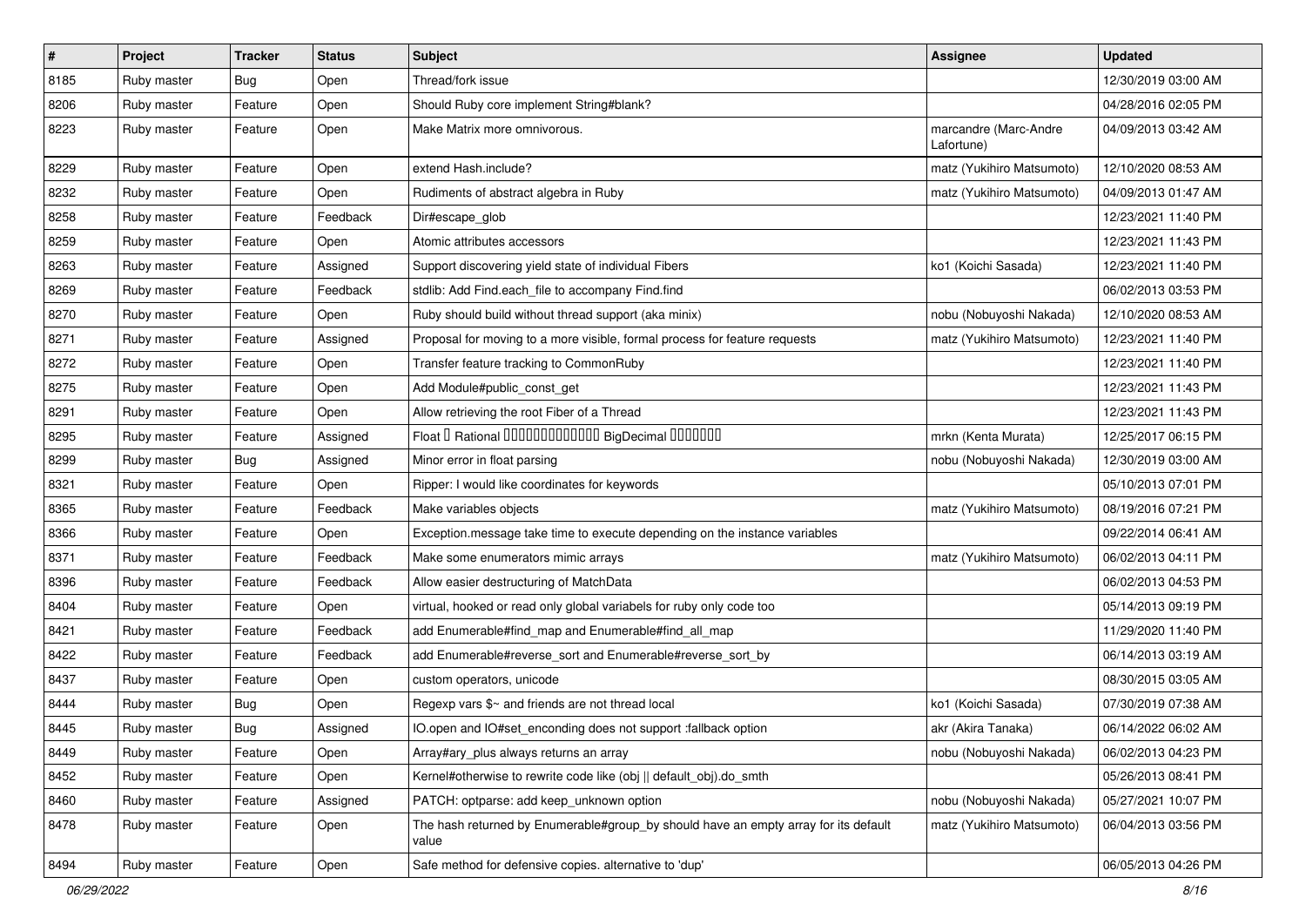| # | Project | Tracker | Status | Subject | Assignee | Updated |
|---|---|---|---|---|---|---|
| 8185 | Ruby master | Bug | Open | Thread/fork issue | | 12/30/2019 03:00 AM |
| 8206 | Ruby master | Feature | Open | Should Ruby core implement String#blank? | | 04/28/2016 02:05 PM |
| 8223 | Ruby master | Feature | Open | Make Matrix more omnivorous. | marcandre (Marc-Andre Lafortune) | 04/09/2013 03:42 AM |
| 8229 | Ruby master | Feature | Open | extend Hash.include? | matz (Yukihiro Matsumoto) | 12/10/2020 08:53 AM |
| 8232 | Ruby master | Feature | Open | Rudiments of abstract algebra in Ruby | matz (Yukihiro Matsumoto) | 04/09/2013 01:47 AM |
| 8258 | Ruby master | Feature | Feedback | Dir#escape_glob | | 12/23/2021 11:40 PM |
| 8259 | Ruby master | Feature | Open | Atomic attributes accessors | | 12/23/2021 11:43 PM |
| 8263 | Ruby master | Feature | Assigned | Support discovering yield state of individual Fibers | ko1 (Koichi Sasada) | 12/23/2021 11:40 PM |
| 8269 | Ruby master | Feature | Feedback | stdlib: Add Find.each_file to accompany Find.find | | 06/02/2013 03:53 PM |
| 8270 | Ruby master | Feature | Open | Ruby should build without thread support (aka minix) | nobu (Nobuyoshi Nakada) | 12/10/2020 08:53 AM |
| 8271 | Ruby master | Feature | Assigned | Proposal for moving to a more visible, formal process for feature requests | matz (Yukihiro Matsumoto) | 12/23/2021 11:40 PM |
| 8272 | Ruby master | Feature | Open | Transfer feature tracking to CommonRuby | | 12/23/2021 11:40 PM |
| 8275 | Ruby master | Feature | Open | Add Module#public_const_get | | 12/23/2021 11:43 PM |
| 8291 | Ruby master | Feature | Open | Allow retrieving the root Fiber of a Thread | | 12/23/2021 11:43 PM |
| 8295 | Ruby master | Feature | Assigned | Float ︎ Rational ︎︎︎︎︎︎︎︎︎︎︎︎︎ BigDecimal ︎︎︎︎︎︎︎ | mrkn (Kenta Murata) | 12/25/2017 06:15 PM |
| 8299 | Ruby master | Bug | Assigned | Minor error in float parsing | nobu (Nobuyoshi Nakada) | 12/30/2019 03:00 AM |
| 8321 | Ruby master | Feature | Open | Ripper: I would like coordinates for keywords | | 05/10/2013 07:01 PM |
| 8365 | Ruby master | Feature | Feedback | Make variables objects | matz (Yukihiro Matsumoto) | 08/19/2016 07:21 PM |
| 8366 | Ruby master | Feature | Open | Exception.message take time to execute depending on the instance variables | | 09/22/2014 06:41 AM |
| 8371 | Ruby master | Feature | Feedback | Make some enumerators mimic arrays | matz (Yukihiro Matsumoto) | 06/02/2013 04:11 PM |
| 8396 | Ruby master | Feature | Feedback | Allow easier destructuring of MatchData | | 06/02/2013 04:53 PM |
| 8404 | Ruby master | Feature | Open | virtual, hooked or read only global variabels for ruby only code too | | 05/14/2013 09:19 PM |
| 8421 | Ruby master | Feature | Feedback | add Enumerable#find_map and Enumerable#find_all_map | | 11/29/2020 11:40 PM |
| 8422 | Ruby master | Feature | Feedback | add Enumerable#reverse_sort and Enumerable#reverse_sort_by | | 06/14/2013 03:19 AM |
| 8437 | Ruby master | Feature | Open | custom operators, unicode | | 08/30/2015 03:05 AM |
| 8444 | Ruby master | Bug | Open | Regexp vars $~ and friends are not thread local | ko1 (Koichi Sasada) | 07/30/2019 07:38 AM |
| 8445 | Ruby master | Bug | Assigned | IO.open and IO#set_enconding does not support :fallback option | akr (Akira Tanaka) | 06/14/2022 06:02 AM |
| 8449 | Ruby master | Feature | Open | Array#ary_plus always returns an array | nobu (Nobuyoshi Nakada) | 06/02/2013 04:23 PM |
| 8452 | Ruby master | Feature | Open | Kernel#otherwise to rewrite code like (obj \|\| default_obj).do_smth | | 05/26/2013 08:41 PM |
| 8460 | Ruby master | Feature | Assigned | PATCH: optparse: add keep_unknown option | nobu (Nobuyoshi Nakada) | 05/27/2021 10:07 PM |
| 8478 | Ruby master | Feature | Open | The hash returned by Enumerable#group_by should have an empty array for its default value | matz (Yukihiro Matsumoto) | 06/04/2013 03:56 PM |
| 8494 | Ruby master | Feature | Open | Safe method for defensive copies. alternative to 'dup' | | 06/05/2013 04:26 PM |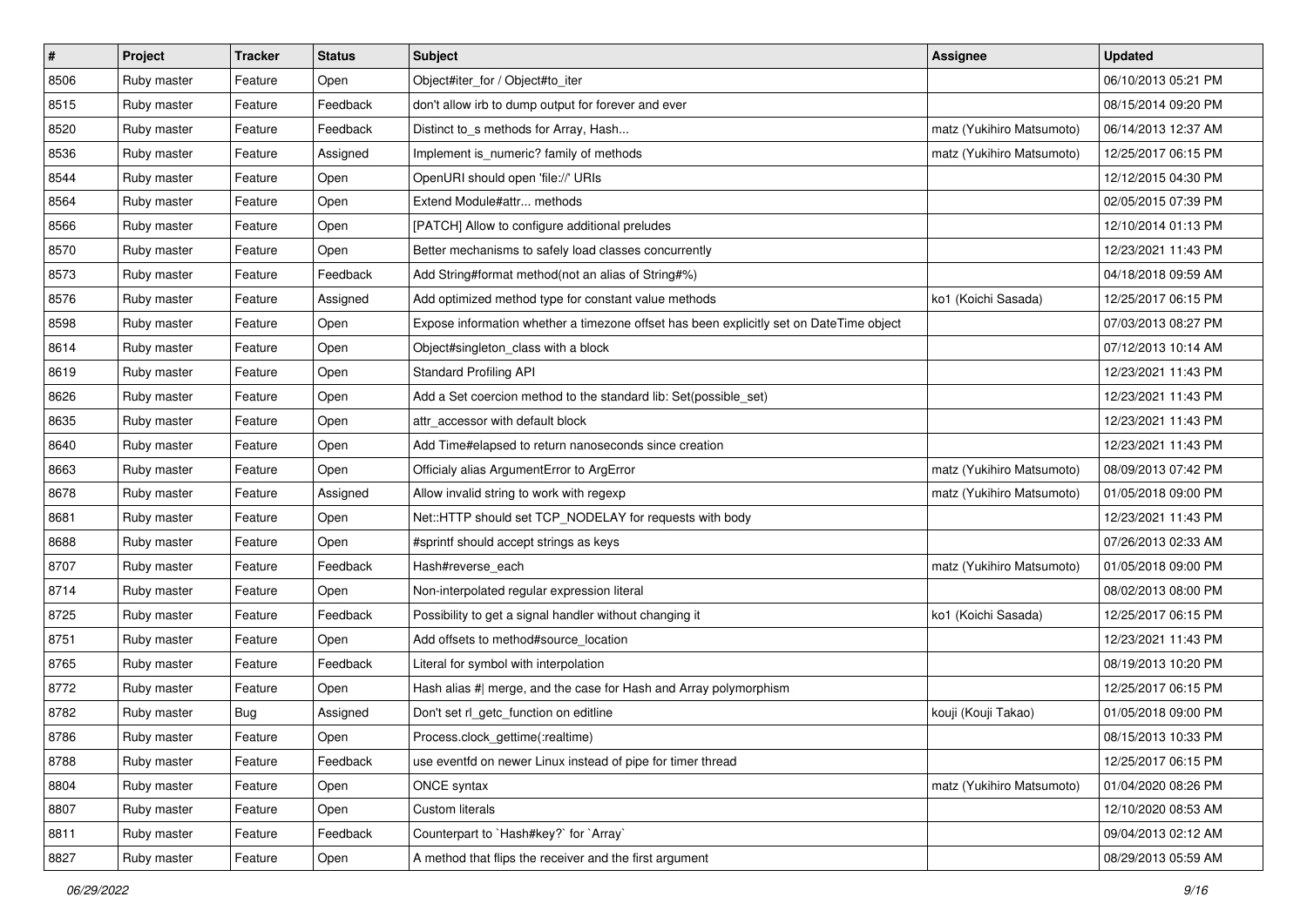| # | Project | Tracker | Status | Subject | Assignee | Updated |
| --- | --- | --- | --- | --- | --- | --- |
| 8506 | Ruby master | Feature | Open | Object#iter_for / Object#to_iter | | 06/10/2013 05:21 PM |
| 8515 | Ruby master | Feature | Feedback | don't allow irb to dump output for forever and ever | | 08/15/2014 09:20 PM |
| 8520 | Ruby master | Feature | Feedback | Distinct to_s methods for Array, Hash... | matz (Yukihiro Matsumoto) | 06/14/2013 12:37 AM |
| 8536 | Ruby master | Feature | Assigned | Implement is_numeric? family of methods | matz (Yukihiro Matsumoto) | 12/25/2017 06:15 PM |
| 8544 | Ruby master | Feature | Open | OpenURI should open 'file://' URIs | | 12/12/2015 04:30 PM |
| 8564 | Ruby master | Feature | Open | Extend Module#attr... methods | | 02/05/2015 07:39 PM |
| 8566 | Ruby master | Feature | Open | [PATCH] Allow to configure additional preludes | | 12/10/2014 01:13 PM |
| 8570 | Ruby master | Feature | Open | Better mechanisms to safely load classes concurrently | | 12/23/2021 11:43 PM |
| 8573 | Ruby master | Feature | Feedback | Add String#format method(not an alias of String#%) | | 04/18/2018 09:59 AM |
| 8576 | Ruby master | Feature | Assigned | Add optimized method type for constant value methods | ko1 (Koichi Sasada) | 12/25/2017 06:15 PM |
| 8598 | Ruby master | Feature | Open | Expose information whether a timezone offset has been explicitly set on DateTime object | | 07/03/2013 08:27 PM |
| 8614 | Ruby master | Feature | Open | Object#singleton_class with a block | | 07/12/2013 10:14 AM |
| 8619 | Ruby master | Feature | Open | Standard Profiling API | | 12/23/2021 11:43 PM |
| 8626 | Ruby master | Feature | Open | Add a Set coercion method to the standard lib: Set(possible_set) | | 12/23/2021 11:43 PM |
| 8635 | Ruby master | Feature | Open | attr_accessor with default block | | 12/23/2021 11:43 PM |
| 8640 | Ruby master | Feature | Open | Add Time#elapsed to return nanoseconds since creation | | 12/23/2021 11:43 PM |
| 8663 | Ruby master | Feature | Open | Officialy alias ArgumentError to ArgError | matz (Yukihiro Matsumoto) | 08/09/2013 07:42 PM |
| 8678 | Ruby master | Feature | Assigned | Allow invalid string to work with regexp | matz (Yukihiro Matsumoto) | 01/05/2018 09:00 PM |
| 8681 | Ruby master | Feature | Open | Net::HTTP should set TCP_NODELAY for requests with body | | 12/23/2021 11:43 PM |
| 8688 | Ruby master | Feature | Open | #sprintf should accept strings as keys | | 07/26/2013 02:33 AM |
| 8707 | Ruby master | Feature | Feedback | Hash#reverse_each | matz (Yukihiro Matsumoto) | 01/05/2018 09:00 PM |
| 8714 | Ruby master | Feature | Open | Non-interpolated regular expression literal | | 08/02/2013 08:00 PM |
| 8725 | Ruby master | Feature | Feedback | Possibility to get a signal handler without changing it | ko1 (Koichi Sasada) | 12/25/2017 06:15 PM |
| 8751 | Ruby master | Feature | Open | Add offsets to method#source_location | | 12/23/2021 11:43 PM |
| 8765 | Ruby master | Feature | Feedback | Literal for symbol with interpolation | | 08/19/2013 10:20 PM |
| 8772 | Ruby master | Feature | Open | Hash alias #\| merge, and the case for Hash and Array polymorphism | | 12/25/2017 06:15 PM |
| 8782 | Ruby master | Bug | Assigned | Don't set rl_getc_function on editline | kouji (Kouji Takao) | 01/05/2018 09:00 PM |
| 8786 | Ruby master | Feature | Open | Process.clock_gettime(:realtime) | | 08/15/2013 10:33 PM |
| 8788 | Ruby master | Feature | Feedback | use eventfd on newer Linux instead of pipe for timer thread | | 12/25/2017 06:15 PM |
| 8804 | Ruby master | Feature | Open | ONCE syntax | matz (Yukihiro Matsumoto) | 01/04/2020 08:26 PM |
| 8807 | Ruby master | Feature | Open | Custom literals | | 12/10/2020 08:53 AM |
| 8811 | Ruby master | Feature | Feedback | Counterpart to `Hash#key?` for `Array` | | 09/04/2013 02:12 AM |
| 8827 | Ruby master | Feature | Open | A method that flips the receiver and the first argument | | 08/29/2013 05:59 AM |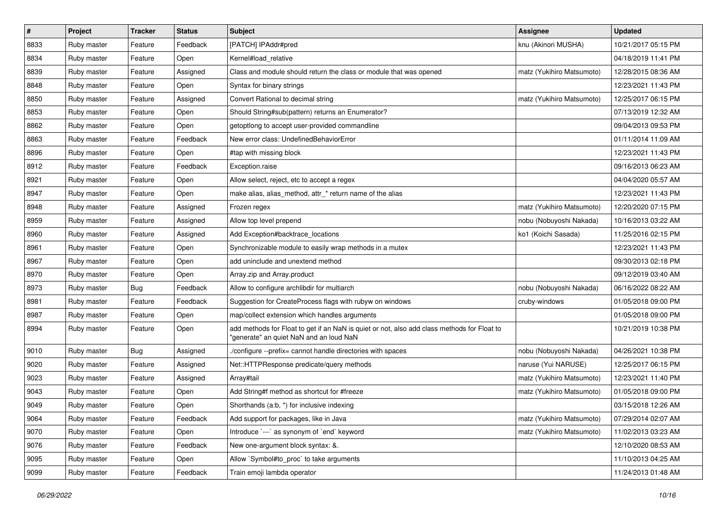| # | Project | Tracker | Status | Subject | Assignee | Updated |
|---|---|---|---|---|---|---|
| 8833 | Ruby master | Feature | Feedback | [PATCH] IPAddr#pred | knu (Akinori MUSHA) | 10/21/2017 05:15 PM |
| 8834 | Ruby master | Feature | Open | Kernel#load_relative | | 04/18/2019 11:41 PM |
| 8839 | Ruby master | Feature | Assigned | Class and module should return the class or module that was opened | matz (Yukihiro Matsumoto) | 12/28/2015 08:36 AM |
| 8848 | Ruby master | Feature | Open | Syntax for binary strings | | 12/23/2021 11:43 PM |
| 8850 | Ruby master | Feature | Assigned | Convert Rational to decimal string | matz (Yukihiro Matsumoto) | 12/25/2017 06:15 PM |
| 8853 | Ruby master | Feature | Open | Should String#sub(pattern) returns an Enumerator? | | 07/13/2019 12:32 AM |
| 8862 | Ruby master | Feature | Open | getoptlong to accept user-provided commandline | | 09/04/2013 09:53 PM |
| 8863 | Ruby master | Feature | Feedback | New error class: UndefinedBehaviorError | | 01/11/2014 11:09 AM |
| 8896 | Ruby master | Feature | Open | #tap with missing block | | 12/23/2021 11:43 PM |
| 8912 | Ruby master | Feature | Feedback | Exception.raise | | 09/16/2013 06:23 AM |
| 8921 | Ruby master | Feature | Open | Allow select, reject, etc to accept a regex | | 04/04/2020 05:57 AM |
| 8947 | Ruby master | Feature | Open | make alias, alias_method, attr_* return name of the alias | | 12/23/2021 11:43 PM |
| 8948 | Ruby master | Feature | Assigned | Frozen regex | matz (Yukihiro Matsumoto) | 12/20/2020 07:15 PM |
| 8959 | Ruby master | Feature | Assigned | Allow top level prepend | nobu (Nobuyoshi Nakada) | 10/16/2013 03:22 AM |
| 8960 | Ruby master | Feature | Assigned | Add Exception#backtrace_locations | ko1 (Koichi Sasada) | 11/25/2016 02:15 PM |
| 8961 | Ruby master | Feature | Open | Synchronizable module to easily wrap methods in a mutex | | 12/23/2021 11:43 PM |
| 8967 | Ruby master | Feature | Open | add uninclude and unextend method | | 09/30/2013 02:18 PM |
| 8970 | Ruby master | Feature | Open | Array.zip and Array.product | | 09/12/2019 03:40 AM |
| 8973 | Ruby master | Bug | Feedback | Allow to configure archlibdir for multiarch | nobu (Nobuyoshi Nakada) | 06/16/2022 08:22 AM |
| 8981 | Ruby master | Feature | Feedback | Suggestion for CreateProcess flags with rubyw on windows | cruby-windows | 01/05/2018 09:00 PM |
| 8987 | Ruby master | Feature | Open | map/collect extension which handles arguments | | 01/05/2018 09:00 PM |
| 8994 | Ruby master | Feature | Open | add methods for Float to get if an NaN is quiet or not, also add class methods for Float to "generate" an quiet NaN and an loud NaN | | 10/21/2019 10:38 PM |
| 9010 | Ruby master | Bug | Assigned | ./configure --prefix= cannot handle directories with spaces | nobu (Nobuyoshi Nakada) | 04/26/2021 10:38 PM |
| 9020 | Ruby master | Feature | Assigned | Net::HTTPResponse predicate/query methods | naruse (Yui NARUSE) | 12/25/2017 06:15 PM |
| 9023 | Ruby master | Feature | Assigned | Array#tail | matz (Yukihiro Matsumoto) | 12/23/2021 11:40 PM |
| 9043 | Ruby master | Feature | Open | Add String#f method as shortcut for #freeze | matz (Yukihiro Matsumoto) | 01/05/2018 09:00 PM |
| 9049 | Ruby master | Feature | Open | Shorthands (a:b, *) for inclusive indexing | | 03/15/2018 12:26 AM |
| 9064 | Ruby master | Feature | Feedback | Add support for packages, like in Java | matz (Yukihiro Matsumoto) | 07/29/2014 02:07 AM |
| 9070 | Ruby master | Feature | Open | Introduce `---` as synonym of `end` keyword | matz (Yukihiro Matsumoto) | 11/02/2013 03:23 AM |
| 9076 | Ruby master | Feature | Feedback | New one-argument block syntax: &. | | 12/10/2020 08:53 AM |
| 9095 | Ruby master | Feature | Open | Allow `Symbol#to_proc` to take arguments | | 11/10/2013 04:25 AM |
| 9099 | Ruby master | Feature | Feedback | Train emoji lambda operator | | 11/24/2013 01:48 AM |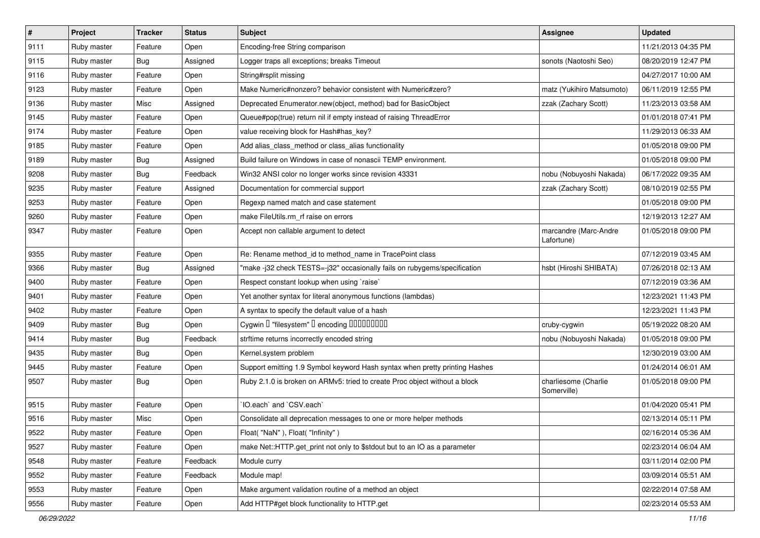| # | Project | Tracker | Status | Subject | Assignee | Updated |
|---|---|---|---|---|---|---|
| 9111 | Ruby master | Feature | Open | Encoding-free String comparison | | 11/21/2013 04:35 PM |
| 9115 | Ruby master | Bug | Assigned | Logger traps all exceptions; breaks Timeout | sonots (Naotoshi Seo) | 08/20/2019 12:47 PM |
| 9116 | Ruby master | Feature | Open | String#rsplit missing | | 04/27/2017 10:00 AM |
| 9123 | Ruby master | Feature | Open | Make Numeric#nonzero? behavior consistent with Numeric#zero? | matz (Yukihiro Matsumoto) | 06/11/2019 12:55 PM |
| 9136 | Ruby master | Misc | Assigned | Deprecated Enumerator.new(object, method) bad for BasicObject | zzak (Zachary Scott) | 11/23/2013 03:58 AM |
| 9145 | Ruby master | Feature | Open | Queue#pop(true) return nil if empty instead of raising ThreadError | | 01/01/2018 07:41 PM |
| 9174 | Ruby master | Feature | Open | value receiving block for Hash#has_key? | | 11/29/2013 06:33 AM |
| 9185 | Ruby master | Feature | Open | Add alias_class_method or class_alias functionality | | 01/05/2018 09:00 PM |
| 9189 | Ruby master | Bug | Assigned | Build failure on Windows in case of nonascii TEMP environment. | | 01/05/2018 09:00 PM |
| 9208 | Ruby master | Bug | Feedback | Win32 ANSI color no longer works since revision 43331 | nobu (Nobuyoshi Nakada) | 06/17/2022 09:35 AM |
| 9235 | Ruby master | Feature | Assigned | Documentation for commercial support | zzak (Zachary Scott) | 08/10/2019 02:55 PM |
| 9253 | Ruby master | Feature | Open | Regexp named match and case statement | | 01/05/2018 09:00 PM |
| 9260 | Ruby master | Feature | Open | make FileUtils.rm_rf raise on errors | | 12/19/2013 12:27 AM |
| 9347 | Ruby master | Feature | Open | Accept non callable argument to detect | marcandre (Marc-Andre Lafortune) | 01/05/2018 09:00 PM |
| 9355 | Ruby master | Feature | Open | Re: Rename method_id to method_name in TracePoint class | | 07/12/2019 03:45 AM |
| 9366 | Ruby master | Bug | Assigned | "make -j32 check TESTS=-j32" occasionally fails on rubygems/specification | hsbt (Hiroshi SHIBATA) | 07/26/2018 02:13 AM |
| 9400 | Ruby master | Feature | Open | Respect constant lookup when using `raise` | | 07/12/2019 03:36 AM |
| 9401 | Ruby master | Feature | Open | Yet another syntax for literal anonymous functions (lambdas) | | 12/23/2021 11:43 PM |
| 9402 | Ruby master | Feature | Open | A syntax to specify the default value of a hash | | 12/23/2021 11:43 PM |
| 9409 | Ruby master | Bug | Open | Cygwin � "filesystem" � encoding ��������� | cruby-cygwin | 05/19/2022 08:20 AM |
| 9414 | Ruby master | Bug | Feedback | strftime returns incorrectly encoded string | nobu (Nobuyoshi Nakada) | 01/05/2018 09:00 PM |
| 9435 | Ruby master | Bug | Open | Kernel.system problem | | 12/30/2019 03:00 AM |
| 9445 | Ruby master | Feature | Open | Support emitting 1.9 Symbol keyword Hash syntax when pretty printing Hashes | | 01/24/2014 06:01 AM |
| 9507 | Ruby master | Bug | Open | Ruby 2.1.0 is broken on ARMv5: tried to create Proc object without a block | charliesome (Charlie Somerville) | 01/05/2018 09:00 PM |
| 9515 | Ruby master | Feature | Open | `IO.each` and `CSV.each` | | 01/04/2020 05:41 PM |
| 9516 | Ruby master | Misc | Open | Consolidate all deprecation messages to one or more helper methods | | 02/13/2014 05:11 PM |
| 9522 | Ruby master | Feature | Open | Float( "NaN" ), Float( "Infinity" ) | | 02/16/2014 05:36 AM |
| 9527 | Ruby master | Feature | Open | make Net::HTTP.get_print not only to $stdout but to an IO as a parameter | | 02/23/2014 06:04 AM |
| 9548 | Ruby master | Feature | Feedback | Module curry | | 03/11/2014 02:00 PM |
| 9552 | Ruby master | Feature | Feedback | Module map! | | 03/09/2014 05:51 AM |
| 9553 | Ruby master | Feature | Open | Make argument validation routine of a method an object | | 02/22/2014 07:58 AM |
| 9556 | Ruby master | Feature | Open | Add HTTP#get block functionality to HTTP.get | | 02/23/2014 05:53 AM |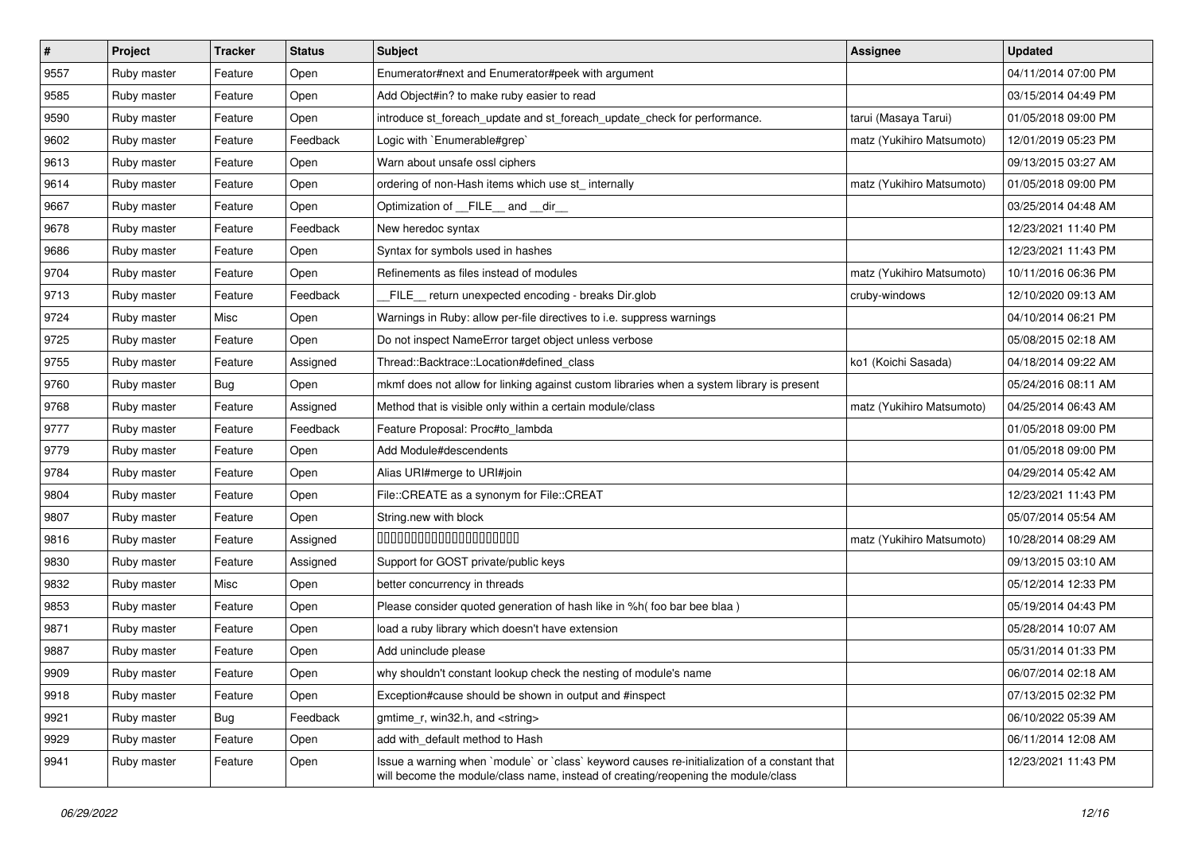| # | Project | Tracker | Status | Subject | Assignee | Updated |
|---|---|---|---|---|---|---|
| 9557 | Ruby master | Feature | Open | Enumerator#next and Enumerator#peek with argument | | 04/11/2014 07:00 PM |
| 9585 | Ruby master | Feature | Open | Add Object#in? to make ruby easier to read | | 03/15/2014 04:49 PM |
| 9590 | Ruby master | Feature | Open | introduce st_foreach_update and st_foreach_update_check for performance. | tarui (Masaya Tarui) | 01/05/2018 09:00 PM |
| 9602 | Ruby master | Feature | Feedback | Logic with `Enumerable#grep` | matz (Yukihiro Matsumoto) | 12/01/2019 05:23 PM |
| 9613 | Ruby master | Feature | Open | Warn about unsafe ossl ciphers | | 09/13/2015 03:27 AM |
| 9614 | Ruby master | Feature | Open | ordering of non-Hash items which use st_ internally | matz (Yukihiro Matsumoto) | 01/05/2018 09:00 PM |
| 9667 | Ruby master | Feature | Open | Optimization of __FILE__ and __dir__ | | 03/25/2014 04:48 AM |
| 9678 | Ruby master | Feature | Feedback | New heredoc syntax | | 12/23/2021 11:40 PM |
| 9686 | Ruby master | Feature | Open | Syntax for symbols used in hashes | | 12/23/2021 11:43 PM |
| 9704 | Ruby master | Feature | Open | Refinements as files instead of modules | matz (Yukihiro Matsumoto) | 10/11/2016 06:36 PM |
| 9713 | Ruby master | Feature | Feedback | __FILE__ return unexpected encoding - breaks Dir.glob | cruby-windows | 12/10/2020 09:13 AM |
| 9724 | Ruby master | Misc | Open | Warnings in Ruby: allow per-file directives to i.e. suppress warnings | | 04/10/2014 06:21 PM |
| 9725 | Ruby master | Feature | Open | Do not inspect NameError target object unless verbose | | 05/08/2015 02:18 AM |
| 9755 | Ruby master | Feature | Assigned | Thread::Backtrace::Location#defined_class | ko1 (Koichi Sasada) | 04/18/2014 09:22 AM |
| 9760 | Ruby master | Bug | Open | mkmf does not allow for linking against custom libraries when a system library is present | | 05/24/2016 08:11 AM |
| 9768 | Ruby master | Feature | Assigned | Method that is visible only within a certain module/class | matz (Yukihiro Matsumoto) | 04/25/2014 06:43 AM |
| 9777 | Ruby master | Feature | Feedback | Feature Proposal: Proc#to_lambda | | 01/05/2018 09:00 PM |
| 9779 | Ruby master | Feature | Open | Add Module#descendents | | 01/05/2018 09:00 PM |
| 9784 | Ruby master | Feature | Open | Alias URI#merge to URI#join | | 04/29/2014 05:42 AM |
| 9804 | Ruby master | Feature | Open | File::CREATE as a synonym for File::CREAT | | 12/23/2021 11:43 PM |
| 9807 | Ruby master | Feature | Open | String.new with block | | 05/07/2014 05:54 AM |
| 9816 | Ruby master | Feature | Assigned | 00000000000000000000000 | matz (Yukihiro Matsumoto) | 10/28/2014 08:29 AM |
| 9830 | Ruby master | Feature | Assigned | Support for GOST private/public keys | | 09/13/2015 03:10 AM |
| 9832 | Ruby master | Misc | Open | better concurrency in threads | | 05/12/2014 12:33 PM |
| 9853 | Ruby master | Feature | Open | Please consider quoted generation of hash like in %h( foo bar bee blaa ) | | 05/19/2014 04:43 PM |
| 9871 | Ruby master | Feature | Open | load a ruby library which doesn't have extension | | 05/28/2014 10:07 AM |
| 9887 | Ruby master | Feature | Open | Add uninclude please | | 05/31/2014 01:33 PM |
| 9909 | Ruby master | Feature | Open | why shouldn't constant lookup check the nesting of module's name | | 06/07/2014 02:18 AM |
| 9918 | Ruby master | Feature | Open | Exception#cause should be shown in output and #inspect | | 07/13/2015 02:32 PM |
| 9921 | Ruby master | Bug | Feedback | gmtime_r, win32.h, and <string> | | 06/10/2022 05:39 AM |
| 9929 | Ruby master | Feature | Open | add with_default method to Hash | | 06/11/2014 12:08 AM |
| 9941 | Ruby master | Feature | Open | Issue a warning when `module` or `class` keyword causes re-initialization of a constant that will become the module/class name, instead of creating/reopening the module/class | | 12/23/2021 11:43 PM |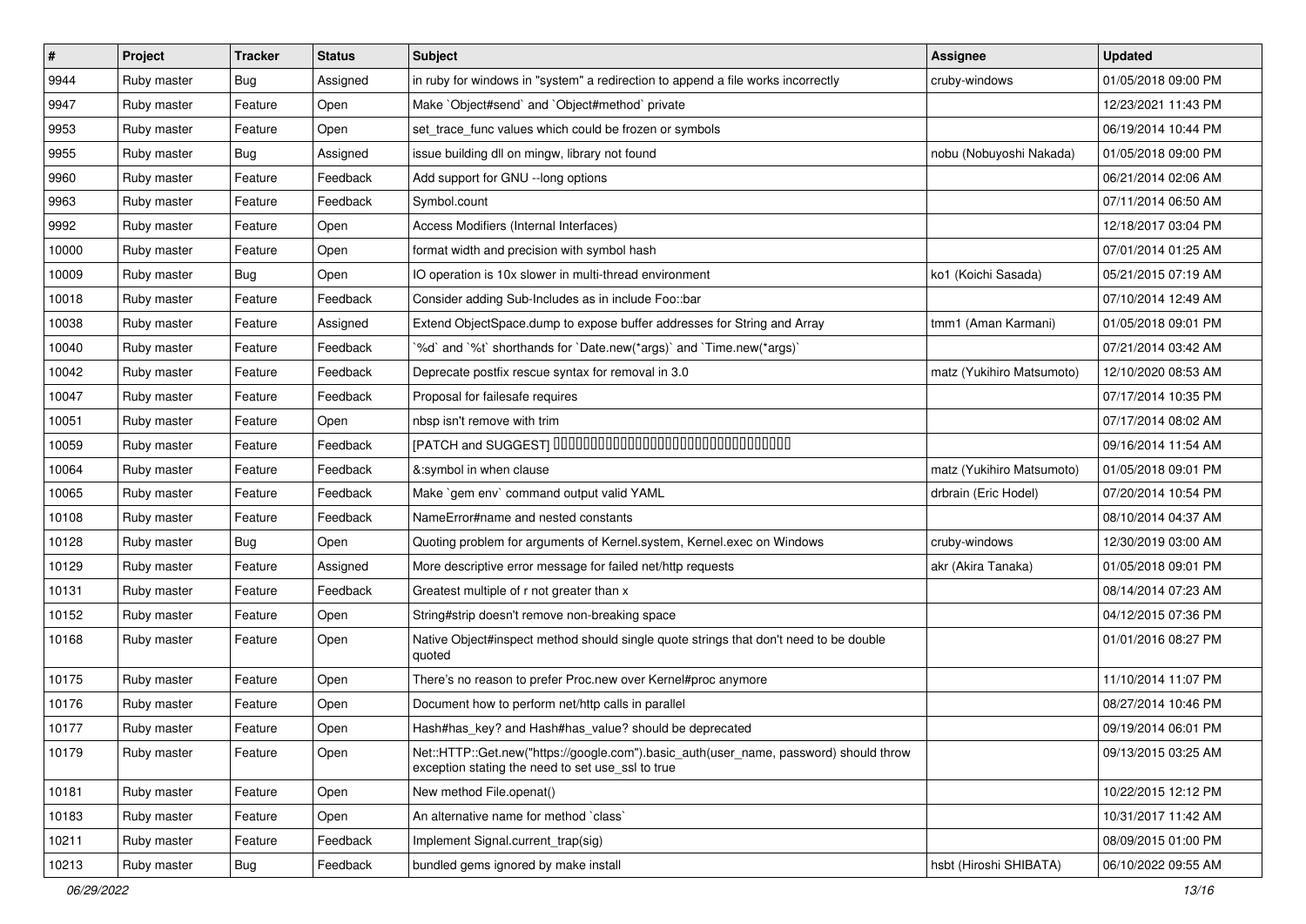| # | Project | Tracker | Status | Subject | Assignee | Updated |
|---|---|---|---|---|---|---|
| 9944 | Ruby master | Bug | Assigned | in ruby for windows in "system" a redirection to append a file works incorrectly | cruby-windows | 01/05/2018 09:00 PM |
| 9947 | Ruby master | Feature | Open | Make `Object#send` and `Object#method` private | | 12/23/2021 11:43 PM |
| 9953 | Ruby master | Feature | Open | set_trace_func values which could be frozen or symbols | | 06/19/2014 10:44 PM |
| 9955 | Ruby master | Bug | Assigned | issue building dll on mingw, library not found | nobu (Nobuyoshi Nakada) | 01/05/2018 09:00 PM |
| 9960 | Ruby master | Feature | Feedback | Add support for GNU --long options | | 06/21/2014 02:06 AM |
| 9963 | Ruby master | Feature | Feedback | Symbol.count | | 07/11/2014 06:50 AM |
| 9992 | Ruby master | Feature | Open | Access Modifiers (Internal Interfaces) | | 12/18/2017 03:04 PM |
| 10000 | Ruby master | Feature | Open | format width and precision with symbol hash | | 07/01/2014 01:25 AM |
| 10009 | Ruby master | Bug | Open | IO operation is 10x slower in multi-thread environment | ko1 (Koichi Sasada) | 05/21/2015 07:19 AM |
| 10018 | Ruby master | Feature | Feedback | Consider adding Sub-Includes as in include Foo::bar | | 07/10/2014 12:49 AM |
| 10038 | Ruby master | Feature | Assigned | Extend ObjectSpace.dump to expose buffer addresses for String and Array | tmm1 (Aman Karmani) | 01/05/2018 09:01 PM |
| 10040 | Ruby master | Feature | Feedback | `%d` and `%t` shorthands for `Date.new(*args)` and `Time.new(*args)` | | 07/21/2014 03:42 AM |
| 10042 | Ruby master | Feature | Feedback | Deprecate postfix rescue syntax for removal in 3.0 | matz (Yukihiro Matsumoto) | 12/10/2020 08:53 AM |
| 10047 | Ruby master | Feature | Feedback | Proposal for failesafe requires | | 07/17/2014 10:35 PM |
| 10051 | Ruby master | Feature | Open | nbsp isn't remove with trim | | 07/17/2014 08:02 AM |
| 10059 | Ruby master | Feature | Feedback | [PATCH and SUGGEST] □□□□□□□□□□□□□□□□□□□□□□□□□□□□□□□□□□□ | | 09/16/2014 11:54 AM |
| 10064 | Ruby master | Feature | Feedback | &:symbol in when clause | matz (Yukihiro Matsumoto) | 01/05/2018 09:01 PM |
| 10065 | Ruby master | Feature | Feedback | Make `gem env` command output valid YAML | drbrain (Eric Hodel) | 07/20/2014 10:54 PM |
| 10108 | Ruby master | Feature | Feedback | NameError#name and nested constants | | 08/10/2014 04:37 AM |
| 10128 | Ruby master | Bug | Open | Quoting problem for arguments of Kernel.system, Kernel.exec on Windows | cruby-windows | 12/30/2019 03:00 AM |
| 10129 | Ruby master | Feature | Assigned | More descriptive error message for failed net/http requests | akr (Akira Tanaka) | 01/05/2018 09:01 PM |
| 10131 | Ruby master | Feature | Feedback | Greatest multiple of r not greater than x | | 08/14/2014 07:23 AM |
| 10152 | Ruby master | Feature | Open | String#strip doesn't remove non-breaking space | | 04/12/2015 07:36 PM |
| 10168 | Ruby master | Feature | Open | Native Object#inspect method should single quote strings that don't need to be double quoted | | 01/01/2016 08:27 PM |
| 10175 | Ruby master | Feature | Open | There’s no reason to prefer Proc.new over Kernel#proc anymore | | 11/10/2014 11:07 PM |
| 10176 | Ruby master | Feature | Open | Document how to perform net/http calls in parallel | | 08/27/2014 10:46 PM |
| 10177 | Ruby master | Feature | Open | Hash#has_key? and Hash#has_value? should be deprecated | | 09/19/2014 06:01 PM |
| 10179 | Ruby master | Feature | Open | Net::HTTP::Get.new("https://google.com").basic_auth(user_name, password) should throw exception stating the need to set use_ssl to true | | 09/13/2015 03:25 AM |
| 10181 | Ruby master | Feature | Open | New method File.openat() | | 10/22/2015 12:12 PM |
| 10183 | Ruby master | Feature | Open | An alternative name for method `class` | | 10/31/2017 11:42 AM |
| 10211 | Ruby master | Feature | Feedback | Implement Signal.current_trap(sig) | | 08/09/2015 01:00 PM |
| 10213 | Ruby master | Bug | Feedback | bundled gems ignored by make install | hsbt (Hiroshi SHIBATA) | 06/10/2022 09:55 AM |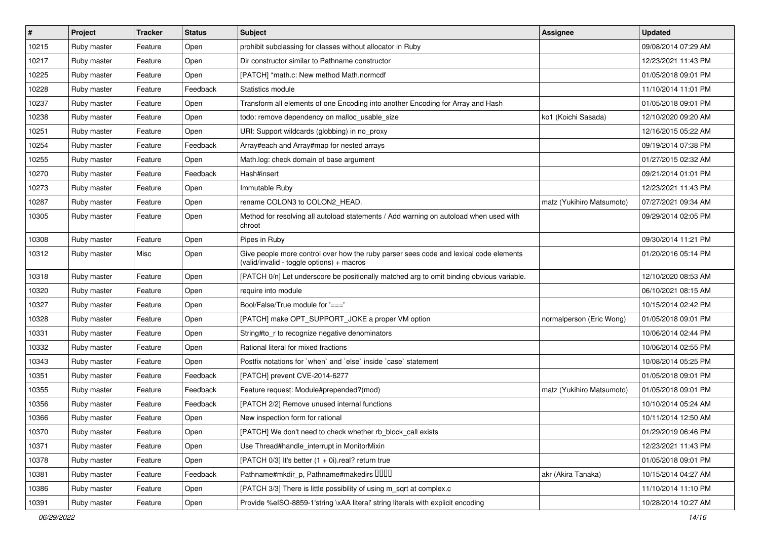| # | Project | Tracker | Status | Subject | Assignee | Updated |
|---|---|---|---|---|---|---|
| 10215 | Ruby master | Feature | Open | prohibit subclassing for classes without allocator in Ruby | | 09/08/2014 07:29 AM |
| 10217 | Ruby master | Feature | Open | Dir constructor similar to Pathname constructor | | 12/23/2021 11:43 PM |
| 10225 | Ruby master | Feature | Open | [PATCH] *math.c: New method Math.normcdf | | 01/05/2018 09:01 PM |
| 10228 | Ruby master | Feature | Feedback | Statistics module | | 11/10/2014 11:01 PM |
| 10237 | Ruby master | Feature | Open | Transform all elements of one Encoding into another Encoding for Array and Hash | | 01/05/2018 09:01 PM |
| 10238 | Ruby master | Feature | Open | todo: remove dependency on malloc_usable_size | ko1 (Koichi Sasada) | 12/10/2020 09:20 AM |
| 10251 | Ruby master | Feature | Open | URI: Support wildcards (globbing) in no_proxy | | 12/16/2015 05:22 AM |
| 10254 | Ruby master | Feature | Feedback | Array#each and Array#map for nested arrays | | 09/19/2014 07:38 PM |
| 10255 | Ruby master | Feature | Open | Math.log: check domain of base argument | | 01/27/2015 02:32 AM |
| 10270 | Ruby master | Feature | Feedback | Hash#insert | | 09/21/2014 01:01 PM |
| 10273 | Ruby master | Feature | Open | Immutable Ruby | | 12/23/2021 11:43 PM |
| 10287 | Ruby master | Feature | Open | rename COLON3 to COLON2_HEAD. | matz (Yukihiro Matsumoto) | 07/27/2021 09:34 AM |
| 10305 | Ruby master | Feature | Open | Method for resolving all autoload statements / Add warning on autoload when used with chroot | | 09/29/2014 02:05 PM |
| 10308 | Ruby master | Feature | Open | Pipes in Ruby | | 09/30/2014 11:21 PM |
| 10312 | Ruby master | Misc | Open | Give people more control over how the ruby parser sees code and lexical code elements (valid/invalid - toggle options) + macros | | 01/20/2016 05:14 PM |
| 10318 | Ruby master | Feature | Open | [PATCH 0/n] Let underscore be positionally matched arg to omit binding obvious variable. | | 12/10/2020 08:53 AM |
| 10320 | Ruby master | Feature | Open | require into module | | 06/10/2021 08:15 AM |
| 10327 | Ruby master | Feature | Open | Bool/False/True module for '===' | | 10/15/2014 02:42 PM |
| 10328 | Ruby master | Feature | Open | [PATCH] make OPT_SUPPORT_JOKE a proper VM option | normalperson (Eric Wong) | 01/05/2018 09:01 PM |
| 10331 | Ruby master | Feature | Open | String#to_r to recognize negative denominators | | 10/06/2014 02:44 PM |
| 10332 | Ruby master | Feature | Open | Rational literal for mixed fractions | | 10/06/2014 02:55 PM |
| 10343 | Ruby master | Feature | Open | Postfix notations for `when` and `else` inside `case` statement | | 10/08/2014 05:25 PM |
| 10351 | Ruby master | Feature | Feedback | [PATCH] prevent CVE-2014-6277 | | 01/05/2018 09:01 PM |
| 10355 | Ruby master | Feature | Feedback | Feature request: Module#prepended?(mod) | matz (Yukihiro Matsumoto) | 01/05/2018 09:01 PM |
| 10356 | Ruby master | Feature | Feedback | [PATCH 2/2] Remove unused internal functions | | 10/10/2014 05:24 AM |
| 10366 | Ruby master | Feature | Open | New inspection form for rational | | 10/11/2014 12:50 AM |
| 10370 | Ruby master | Feature | Open | [PATCH] We don't need to check whether rb_block_call exists | | 01/29/2019 06:46 PM |
| 10371 | Ruby master | Feature | Open | Use Thread#handle_interrupt in MonitorMixin | | 12/23/2021 11:43 PM |
| 10378 | Ruby master | Feature | Open | [PATCH 0/3] It's better (1 + 0i).real? return true | | 01/05/2018 09:01 PM |
| 10381 | Ruby master | Feature | Feedback | Pathname#mkdir_p, Pathname#makedirs ���� | akr (Akira Tanaka) | 10/15/2014 04:27 AM |
| 10386 | Ruby master | Feature | Open | [PATCH 3/3] There is little possibility of using m_sqrt at complex.c | | 11/10/2014 11:10 PM |
| 10391 | Ruby master | Feature | Open | Provide %eISO-8859-1'string \xAA literal' string literals with explicit encoding | | 10/28/2014 10:27 AM |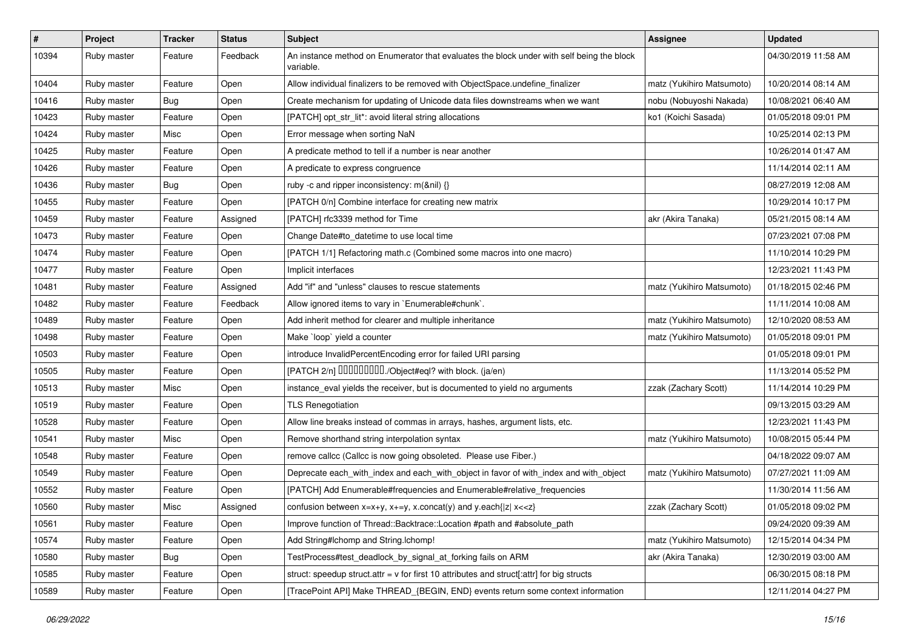| # | Project | Tracker | Status | Subject | Assignee | Updated |
|---|---|---|---|---|---|---|
| 10394 | Ruby master | Feature | Feedback | An instance method on Enumerator that evaluates the block under with self being the block variable. | | 04/30/2019 11:58 AM |
| 10404 | Ruby master | Feature | Open | Allow individual finalizers to be removed with ObjectSpace.undefine_finalizer | matz (Yukihiro Matsumoto) | 10/20/2014 08:14 AM |
| 10416 | Ruby master | Bug | Open | Create mechanism for updating of Unicode data files downstreams when we want | nobu (Nobuyoshi Nakada) | 10/08/2021 06:40 AM |
| 10423 | Ruby master | Feature | Open | [PATCH] opt_str_lit*: avoid literal string allocations | ko1 (Koichi Sasada) | 01/05/2018 09:01 PM |
| 10424 | Ruby master | Misc | Open | Error message when sorting NaN | | 10/25/2014 02:13 PM |
| 10425 | Ruby master | Feature | Open | A predicate method to tell if a number is near another | | 10/26/2014 01:47 AM |
| 10426 | Ruby master | Feature | Open | A predicate to express congruence | | 11/14/2014 02:11 AM |
| 10436 | Ruby master | Bug | Open | ruby -c and ripper inconsistency: m(&nil) {} | | 08/27/2019 12:08 AM |
| 10455 | Ruby master | Feature | Open | [PATCH 0/n] Combine interface for creating new matrix | | 10/29/2014 10:17 PM |
| 10459 | Ruby master | Feature | Assigned | [PATCH] rfc3339 method for Time | akr (Akira Tanaka) | 05/21/2015 08:14 AM |
| 10473 | Ruby master | Feature | Open | Change Date#to_datetime to use local time | | 07/23/2021 07:08 PM |
| 10474 | Ruby master | Feature | Open | [PATCH 1/1] Refactoring math.c (Combined some macros into one macro) | | 11/10/2014 10:29 PM |
| 10477 | Ruby master | Feature | Open | Implicit interfaces | | 12/23/2021 11:43 PM |
| 10481 | Ruby master | Feature | Assigned | Add "if" and "unless" clauses to rescue statements | matz (Yukihiro Matsumoto) | 01/18/2015 02:46 PM |
| 10482 | Ruby master | Feature | Feedback | Allow ignored items to vary in `Enumerable#chunk`. | | 11/11/2014 10:08 AM |
| 10489 | Ruby master | Feature | Open | Add inherit method for clearer and multiple inheritance | matz (Yukihiro Matsumoto) | 12/10/2020 08:53 AM |
| 10498 | Ruby master | Feature | Open | Make `loop` yield a counter | matz (Yukihiro Matsumoto) | 01/05/2018 09:01 PM |
| 10503 | Ruby master | Feature | Open | introduce InvalidPercentEncoding error for failed URI parsing | | 01/05/2018 09:01 PM |
| 10505 | Ruby master | Feature | Open | [PATCH 2/n] 同値性を要素で判定する./Object#eql? with block. (ja/en) | | 11/13/2014 05:52 PM |
| 10513 | Ruby master | Misc | Open | instance_eval yields the receiver, but is documented to yield no arguments | zzak (Zachary Scott) | 11/14/2014 10:29 PM |
| 10519 | Ruby master | Feature | Open | TLS Renegotiation | | 09/13/2015 03:29 AM |
| 10528 | Ruby master | Feature | Open | Allow line breaks instead of commas in arrays, hashes, argument lists, etc. | | 12/23/2021 11:43 PM |
| 10541 | Ruby master | Misc | Open | Remove shorthand string interpolation syntax | matz (Yukihiro Matsumoto) | 10/08/2015 05:44 PM |
| 10548 | Ruby master | Feature | Open | remove callcc (Callcc is now going obsoleted. Please use Fiber.) | | 04/18/2022 09:07 AM |
| 10549 | Ruby master | Feature | Open | Deprecate each_with_index and each_with_object in favor of with_index and with_object | matz (Yukihiro Matsumoto) | 07/27/2021 11:09 AM |
| 10552 | Ruby master | Feature | Open | [PATCH] Add Enumerable#frequencies and Enumerable#relative_frequencies | | 11/30/2014 11:56 AM |
| 10560 | Ruby master | Misc | Assigned | confusion between x=x+y, x+=y, x.concat(y) and y.each{\|z\| x<<z} | zzak (Zachary Scott) | 01/05/2018 09:02 PM |
| 10561 | Ruby master | Feature | Open | Improve function of Thread::Backtrace::Location #path and #absolute_path | | 09/24/2020 09:39 AM |
| 10574 | Ruby master | Feature | Open | Add String#lchomp and String.lchomp! | matz (Yukihiro Matsumoto) | 12/15/2014 04:34 PM |
| 10580 | Ruby master | Bug | Open | TestProcess#test_deadlock_by_signal_at_forking fails on ARM | akr (Akira Tanaka) | 12/30/2019 03:00 AM |
| 10585 | Ruby master | Feature | Open | struct: speedup struct.attr = v for first 10 attributes and struct[:attr] for big structs | | 06/30/2015 08:18 PM |
| 10589 | Ruby master | Feature | Open | [TracePoint API] Make THREAD_{BEGIN, END} events return some context information | | 12/11/2014 04:27 PM |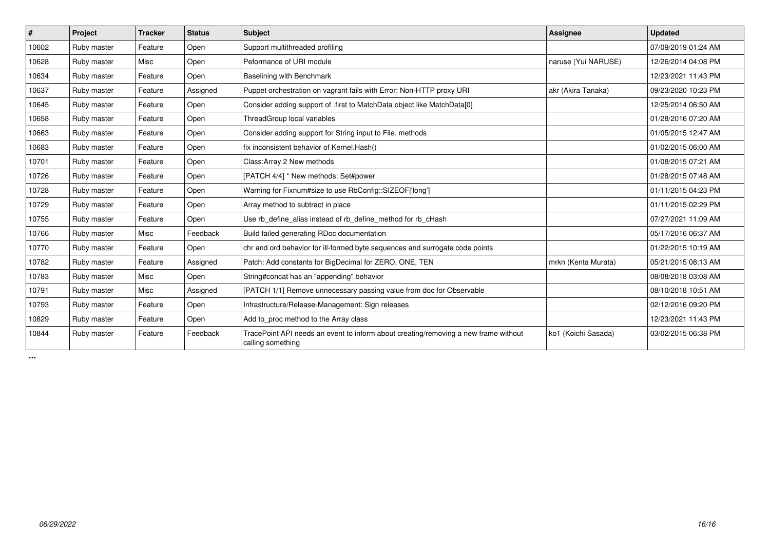| # | Project | Tracker | Status | Subject | Assignee | Updated |
|---|---|---|---|---|---|---|
| 10602 | Ruby master | Feature | Open | Support multithreaded profiling | | 07/09/2019 01:24 AM |
| 10628 | Ruby master | Misc | Open | Peformance of URI module | naruse (Yui NARUSE) | 12/26/2014 04:08 PM |
| 10634 | Ruby master | Feature | Open | Baselining with Benchmark | | 12/23/2021 11:43 PM |
| 10637 | Ruby master | Feature | Assigned | Puppet orchestration on vagrant fails with Error: Non-HTTP proxy URI | akr (Akira Tanaka) | 09/23/2020 10:23 PM |
| 10645 | Ruby master | Feature | Open | Consider adding support of .first to MatchData object like MatchData[0] | | 12/25/2014 06:50 AM |
| 10658 | Ruby master | Feature | Open | ThreadGroup local variables | | 01/28/2016 07:20 AM |
| 10663 | Ruby master | Feature | Open | Consider adding support for String input to File. methods | | 01/05/2015 12:47 AM |
| 10683 | Ruby master | Feature | Open | fix inconsistent behavior of Kernel.Hash() | | 01/02/2015 06:00 AM |
| 10701 | Ruby master | Feature | Open | Class:Array 2 New methods | | 01/08/2015 07:21 AM |
| 10726 | Ruby master | Feature | Open | [PATCH 4/4] * New methods: Set#power | | 01/28/2015 07:48 AM |
| 10728 | Ruby master | Feature | Open | Warning for Fixnum#size to use RbConfig::SIZEOF['long'] | | 01/11/2015 04:23 PM |
| 10729 | Ruby master | Feature | Open | Array method to subtract in place | | 01/11/2015 02:29 PM |
| 10755 | Ruby master | Feature | Open | Use rb_define_alias instead of rb_define_method for rb_cHash | | 07/27/2021 11:09 AM |
| 10766 | Ruby master | Misc | Feedback | Build failed generating RDoc documentation | | 05/17/2016 06:37 AM |
| 10770 | Ruby master | Feature | Open | chr and ord behavior for ill-formed byte sequences and surrogate code points | | 01/22/2015 10:19 AM |
| 10782 | Ruby master | Feature | Assigned | Patch: Add constants for BigDecimal for ZERO, ONE, TEN | mrkn (Kenta Murata) | 05/21/2015 08:13 AM |
| 10783 | Ruby master | Misc | Open | String#concat has an "appending" behavior | | 08/08/2018 03:08 AM |
| 10791 | Ruby master | Misc | Assigned | [PATCH 1/1] Remove unnecessary passing value from doc for Observable | | 08/10/2018 10:51 AM |
| 10793 | Ruby master | Feature | Open | Infrastructure/Release-Management: Sign releases | | 02/12/2016 09:20 PM |
| 10829 | Ruby master | Feature | Open | Add to_proc method to the Array class | | 12/23/2021 11:43 PM |
| 10844 | Ruby master | Feature | Feedback | TracePoint API needs an event to inform about creating/removing a new frame without calling something | ko1 (Koichi Sasada) | 03/02/2015 06:38 PM |

...